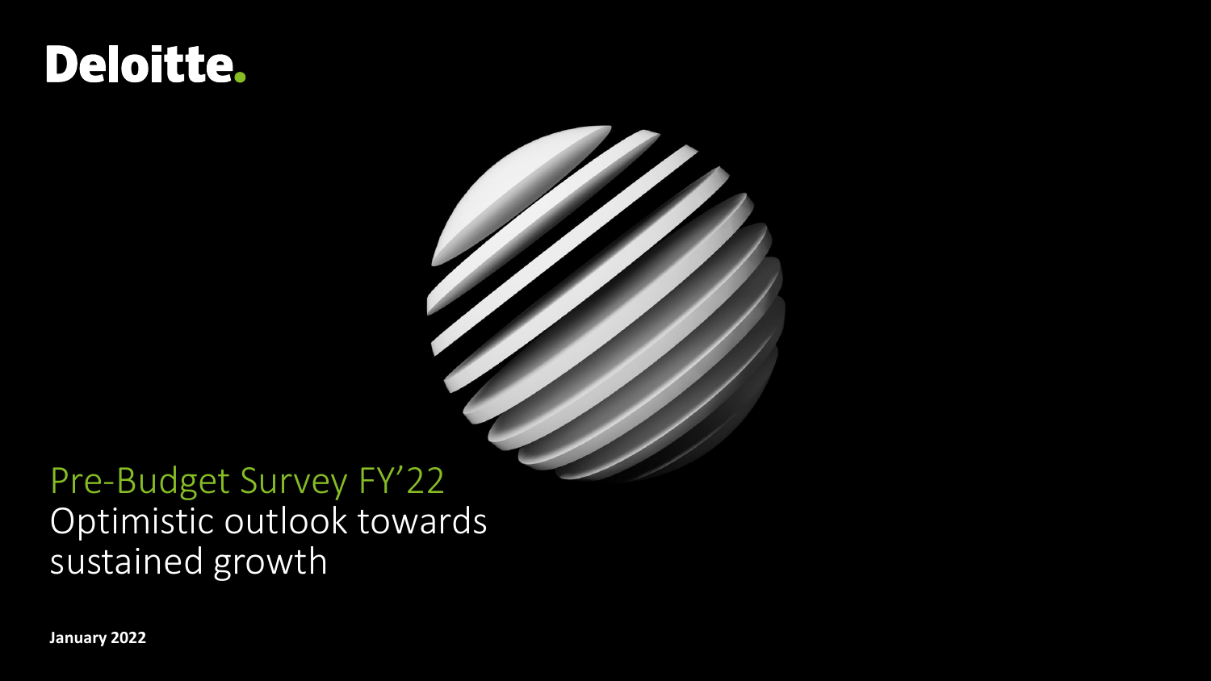Deloitte.

# Pre-Budget Survey FY'22

## Optimistic outlook towards sustained growth

**January 2022**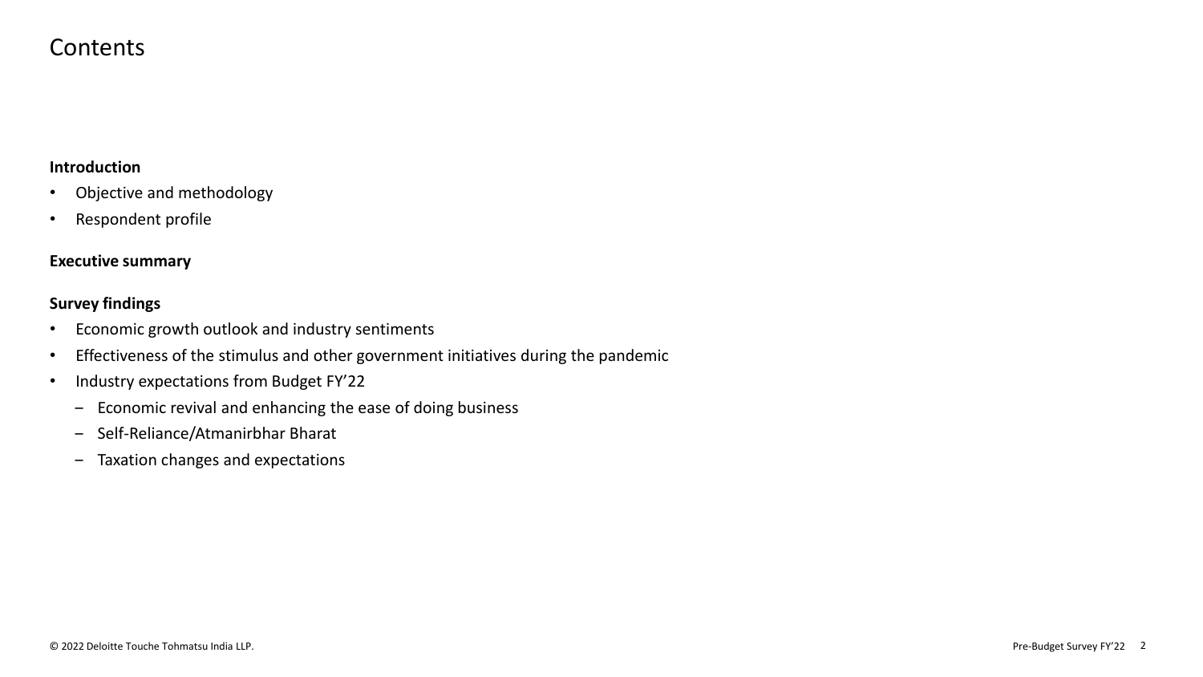# Contents

**Introduction**

- Objective and methodology
- Respondent profile

**Executive summary**

**Survey findings**

- Economic growth outlook and industry sentiments
- Effectiveness of the stimulus and other government initiatives during the pandemic
- Industry expectations from Budget FY'22
  - Economic revival and enhancing the ease of doing business
  - Self-Reliance/Atmanirbhar Bharat
  - Taxation changes and expectations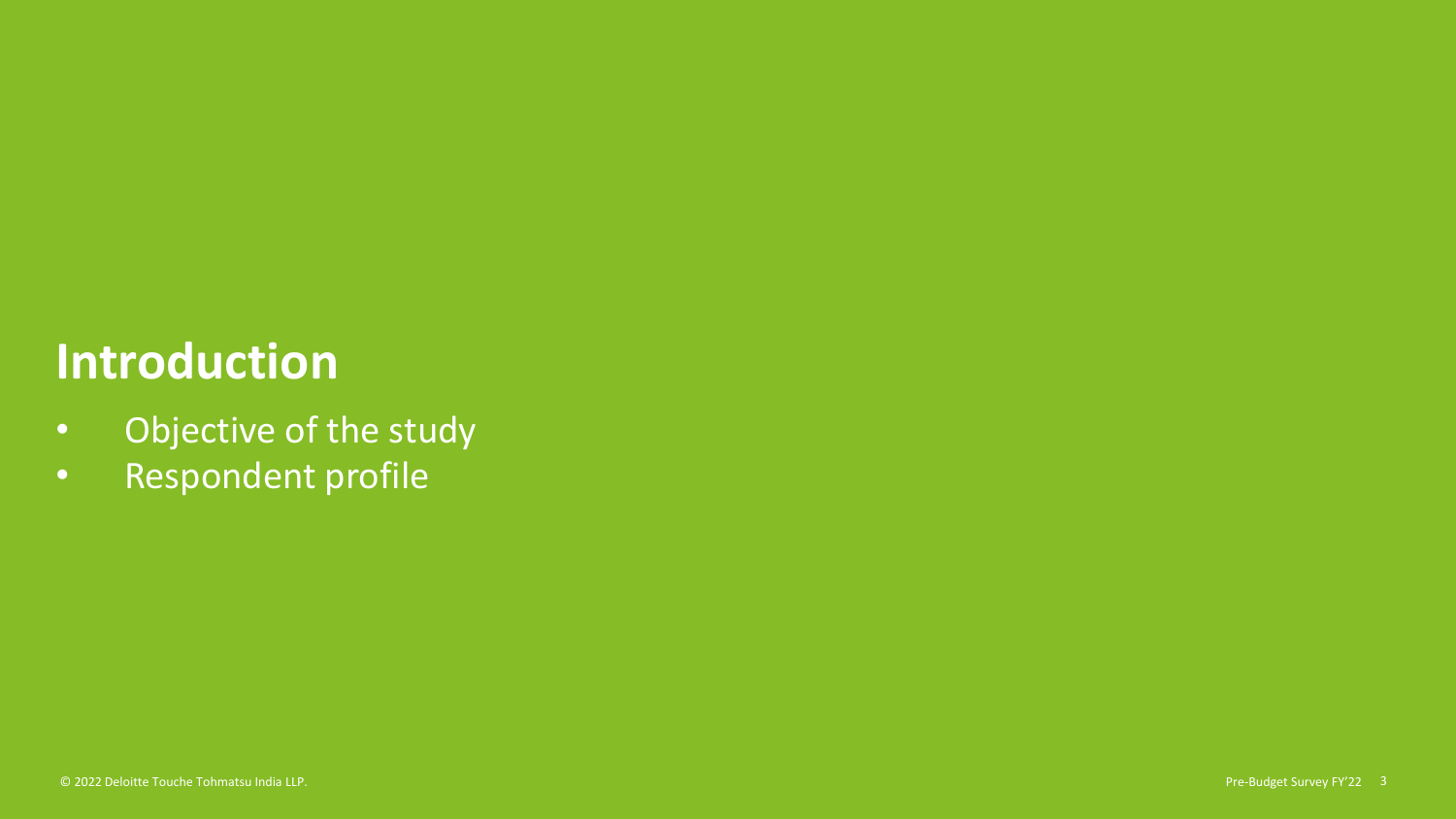# Introduction

- Objective of the study
- Respondent profile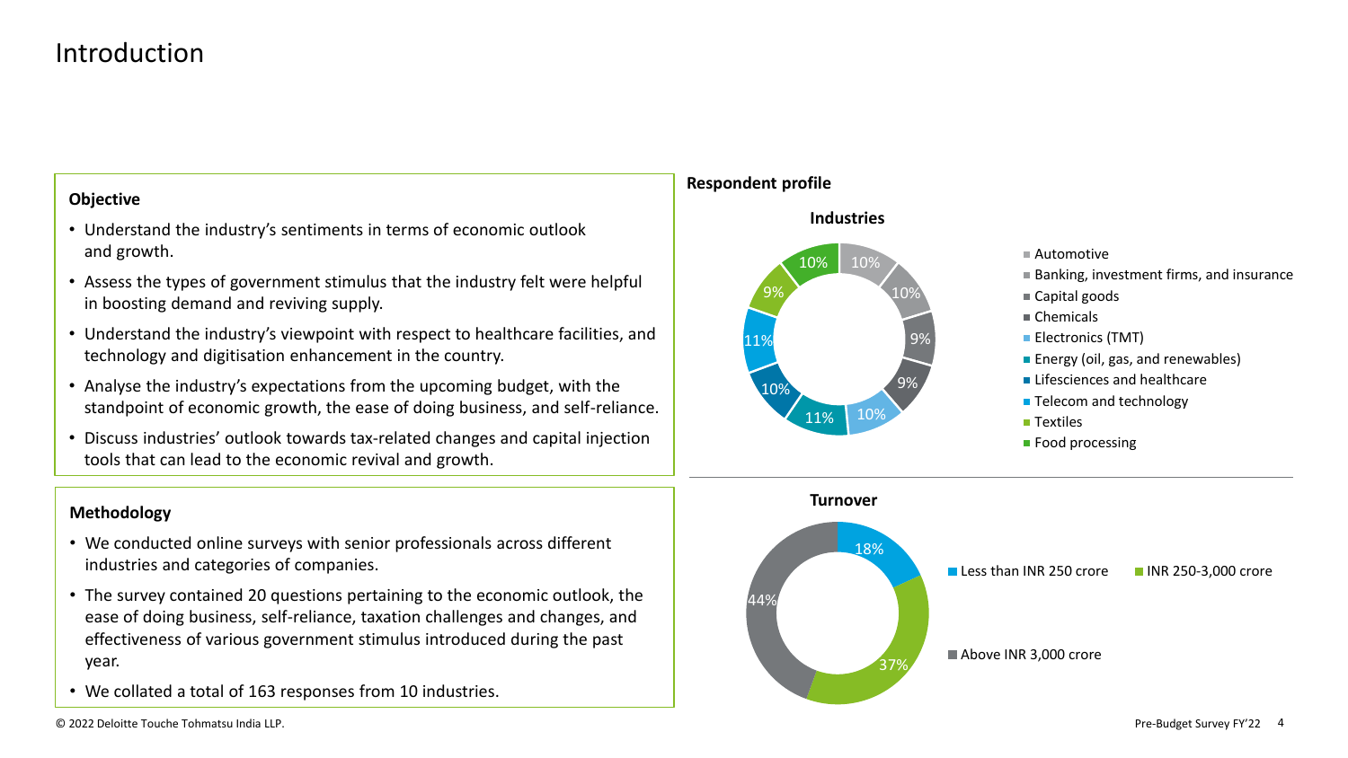# Introduction

### Objective

- Understand the industry's sentiments in terms of economic outlook and growth.
- Assess the types of government stimulus that the industry felt were helpful in boosting demand and reviving supply.
- Understand the industry's viewpoint with respect to healthcare facilities, and technology and digitisation enhancement in the country.
- Analyse the industry's expectations from the upcoming budget, with the standpoint of economic growth, the ease of doing business, and self-reliance.
- Discuss industries' outlook towards tax-related changes and capital injection tools that can lead to the economic revival and growth.

### Methodology

- We conducted online surveys with senior professionals across different industries and categories of companies.
- The survey contained 20 questions pertaining to the economic outlook, the ease of doing business, self-reliance, taxation challenges and changes, and effectiveness of various government stimulus introduced during the past year.
- We collated a total of 163 responses from 10 industries.

### Respondent profile

**Industries**

| Industry | Share |
| --- | --- |
| Automotive | 10% |
| Banking, investment firms, and insurance | 10% |
| Capital goods | 9% |
| Chemicals | 9% |
| Electronics (TMT) | 10% |
| Energy (oil, gas, and renewables) | 11% |
| Lifesciences and healthcare | 10% |
| Telecom and technology | 11% |
| Textiles | 9% |
| Food processing | 10% |

**Turnover**

| Turnover | Share |
| --- | --- |
| Less than INR 250 crore | 18% |
| INR 250-3,000 crore | 37% |
| Above INR 3,000 crore | 44% |

© 2022 Deloitte Touche Tohmatsu India LLP.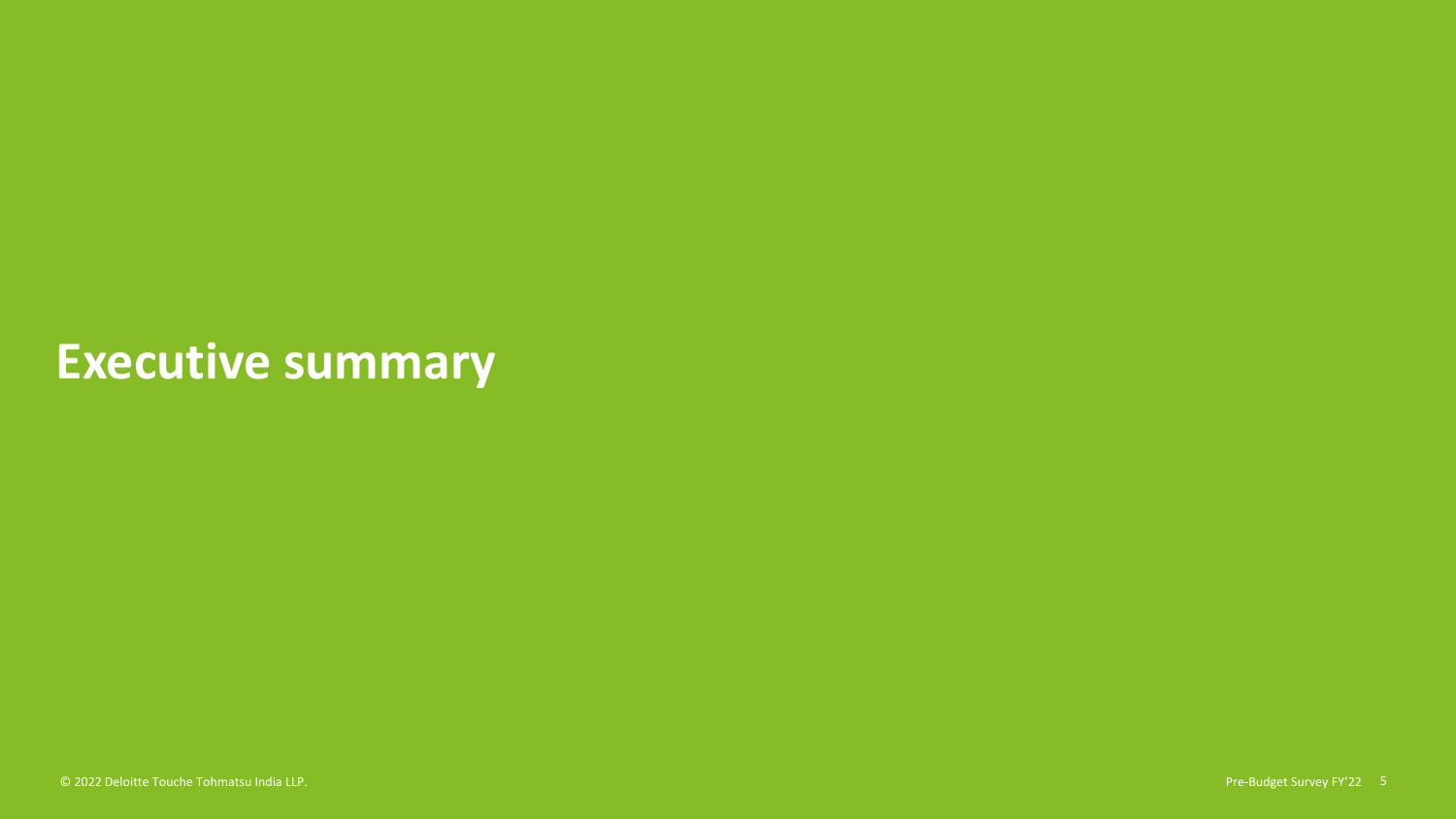# Executive summary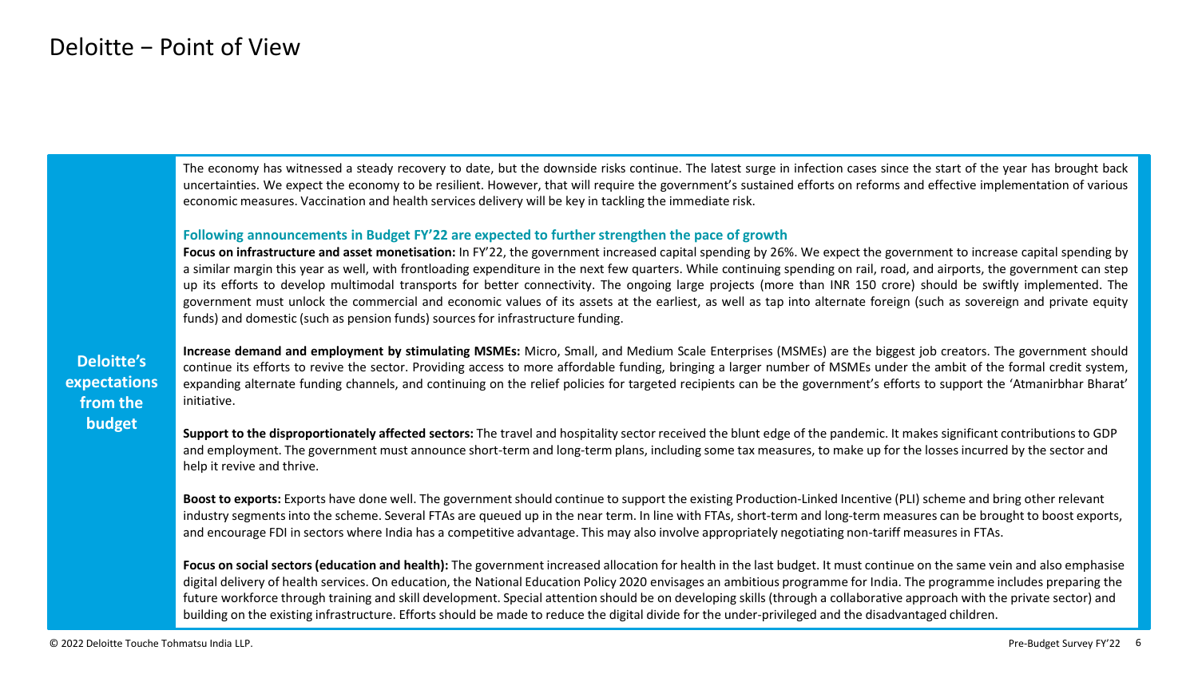# Deloitte – Point of View

## Deloitte's expectations from the budget

The economy has witnessed a steady recovery to date, but the downside risks continue. The latest surge in infection cases since the start of the year has brought back uncertainties. We expect the economy to be resilient. However, that will require the government's sustained efforts on reforms and effective implementation of various economic measures. Vaccination and health services delivery will be key in tackling the immediate risk.

### Following announcements in Budget FY'22 are expected to further strengthen the pace of growth

**Focus on infrastructure and asset monetisation:** In FY'22, the government increased capital spending by 26%. We expect the government to increase capital spending by a similar margin this year as well, with frontloading expenditure in the next few quarters. While continuing spending on rail, road, and airports, the government can step up its efforts to develop multimodal transports for better connectivity. The ongoing large projects (more than INR 150 crore) should be swiftly implemented. The government must unlock the commercial and economic values of its assets at the earliest, as well as tap into alternate foreign (such as sovereign and private equity funds) and domestic (such as pension funds) sources for infrastructure funding.

**Increase demand and employment by stimulating MSMEs:** Micro, Small, and Medium Scale Enterprises (MSMEs) are the biggest job creators. The government should continue its efforts to revive the sector. Providing access to more affordable funding, bringing a larger number of MSMEs under the ambit of the formal credit system, expanding alternate funding channels, and continuing on the relief policies for targeted recipients can be the government's efforts to support the 'Atmanirbhar Bharat' initiative.

**Support to the disproportionately affected sectors:** The travel and hospitality sector received the blunt edge of the pandemic. It makes significant contributions to GDP and employment. The government must announce short-term and long-term plans, including some tax measures, to make up for the losses incurred by the sector and help it revive and thrive.

**Boost to exports:** Exports have done well. The government should continue to support the existing Production-Linked Incentive (PLI) scheme and bring other relevant industry segments into the scheme. Several FTAs are queued up in the near term. In line with FTAs, short-term and long-term measures can be brought to boost exports, and encourage FDI in sectors where India has a competitive advantage. This may also involve appropriately negotiating non-tariff measures in FTAs.

**Focus on social sectors (education and health):** The government increased allocation for health in the last budget. It must continue on the same vein and also emphasise digital delivery of health services. On education, the National Education Policy 2020 envisages an ambitious programme for India. The programme includes preparing the future workforce through training and skill development. Special attention should be on developing skills (through a collaborative approach with the private sector) and building on the existing infrastructure. Efforts should be made to reduce the digital divide for the under-privileged and the disadvantaged children.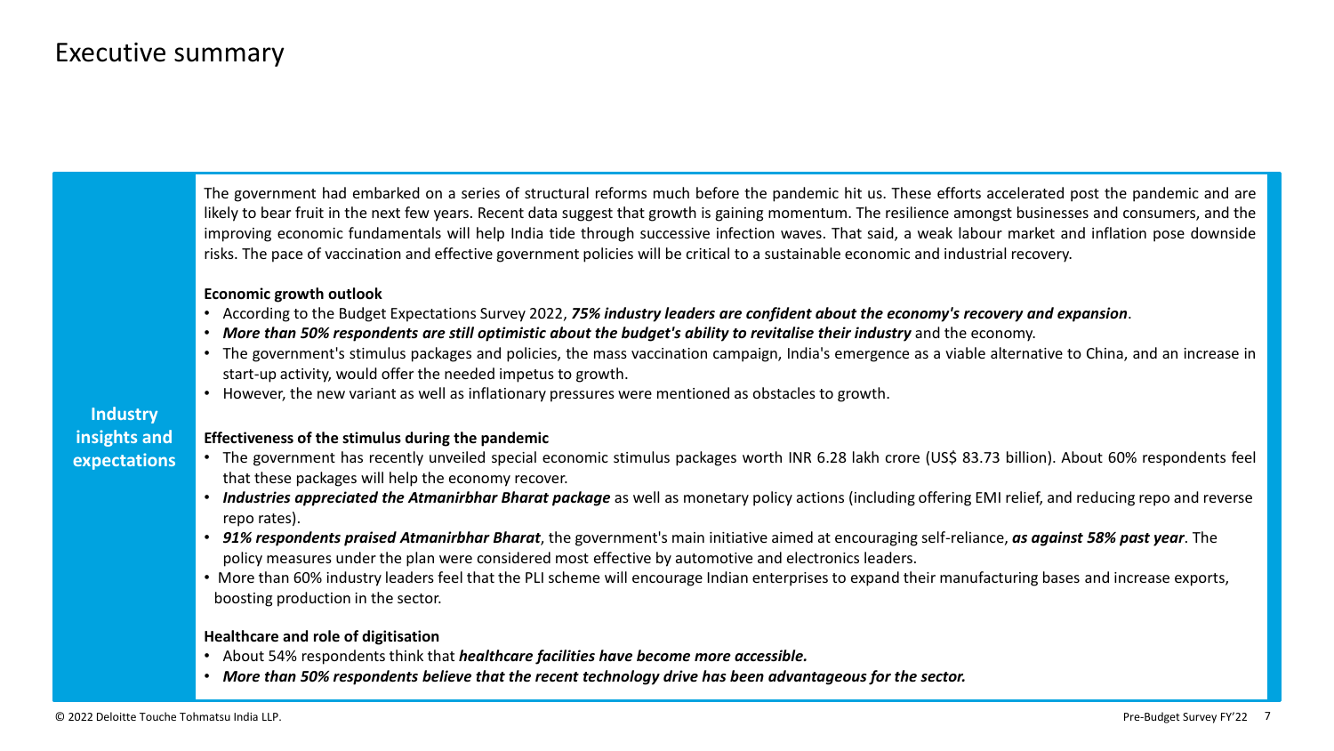# Executive summary

## Industry insights and expectations

The government had embarked on a series of structural reforms much before the pandemic hit us. These efforts accelerated post the pandemic and are likely to bear fruit in the next few years. Recent data suggest that growth is gaining momentum. The resilience amongst businesses and consumers, and the improving economic fundamentals will help India tide through successive infection waves. That said, a weak labour market and inflation pose downside risks. The pace of vaccination and effective government policies will be critical to a sustainable economic and industrial recovery.

**Economic growth outlook**

- According to the Budget Expectations Survey 2022, ***75% industry leaders are confident about the economy's recovery and expansion***.
- ***More than 50% respondents are still optimistic about the budget's ability to revitalise their industry*** and the economy.
- The government's stimulus packages and policies, the mass vaccination campaign, India's emergence as a viable alternative to China, and an increase in start-up activity, would offer the needed impetus to growth.
- However, the new variant as well as inflationary pressures were mentioned as obstacles to growth.

**Effectiveness of the stimulus during the pandemic**

- The government has recently unveiled special economic stimulus packages worth INR 6.28 lakh crore (US$ 83.73 billion). About 60% respondents feel that these packages will help the economy recover.
- ***Industries appreciated the Atmanirbhar Bharat package*** as well as monetary policy actions (including offering EMI relief, and reducing repo and reverse repo rates).
- ***91% respondents praised Atmanirbhar Bharat***, the government's main initiative aimed at encouraging self-reliance, ***as against 58% past year***. The policy measures under the plan were considered most effective by automotive and electronics leaders.
- More than 60% industry leaders feel that the PLI scheme will encourage Indian enterprises to expand their manufacturing bases and increase exports, boosting production in the sector.

**Healthcare and role of digitisation**

- About 54% respondents think that ***healthcare facilities have become more accessible.***
- ***More than 50% respondents believe that the recent technology drive has been advantageous for the sector.***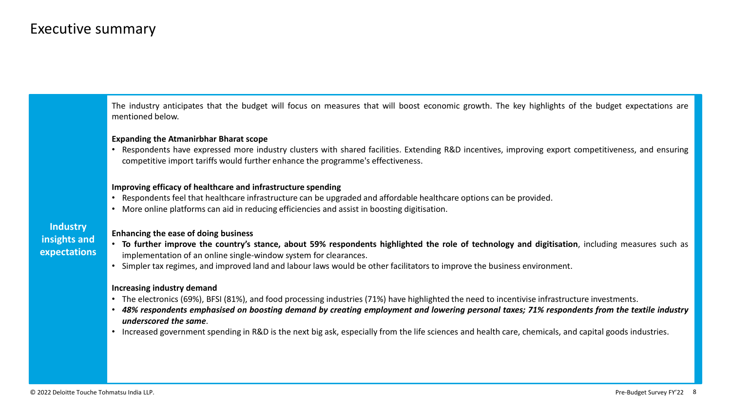# Executive summary

## Industry insights and expectations

The industry anticipates that the budget will focus on measures that will boost economic growth. The key highlights of the budget expectations are mentioned below.

**Expanding the Atmanirbhar Bharat scope**

- Respondents have expressed more industry clusters with shared facilities. Extending R&D incentives, improving export competitiveness, and ensuring competitive import tariffs would further enhance the programme's effectiveness.

**Improving efficacy of healthcare and infrastructure spending**

- Respondents feel that healthcare infrastructure can be upgraded and affordable healthcare options can be provided.
- More online platforms can aid in reducing efficiencies and assist in boosting digitisation.

**Enhancing the ease of doing business**

- **To further improve the country's stance, about 59% respondents highlighted the role of technology and digitisation**, including measures such as implementation of an online single-window system for clearances.
- Simpler tax regimes, and improved land and labour laws would be other facilitators to improve the business environment.

**Increasing industry demand**

- The electronics (69%), BFSI (81%), and food processing industries (71%) have highlighted the need to incentivise infrastructure investments.
- ***48% respondents emphasised on boosting demand by creating employment and lowering personal taxes; 71% respondents from the textile industry underscored the same***.
- Increased government spending in R&D is the next big ask, especially from the life sciences and health care, chemicals, and capital goods industries.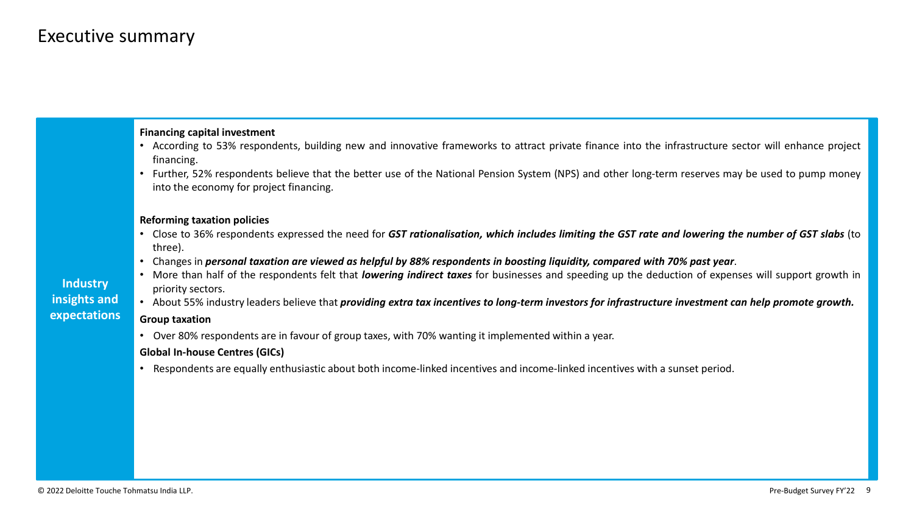# Executive summary

## Industry insights and expectations

**Financing capital investment**

- According to 53% respondents, building new and innovative frameworks to attract private finance into the infrastructure sector will enhance project financing.
- Further, 52% respondents believe that the better use of the National Pension System (NPS) and other long-term reserves may be used to pump money into the economy for project financing.

**Reforming taxation policies**

- Close to 36% respondents expressed the need for ***GST rationalisation, which includes limiting the GST rate and lowering the number of GST slabs*** (to three).
- Changes in ***personal taxation are viewed as helpful by 88% respondents in boosting liquidity, compared with 70% past year***.
- More than half of the respondents felt that ***lowering indirect taxes*** for businesses and speeding up the deduction of expenses will support growth in priority sectors.
- About 55% industry leaders believe that ***providing extra tax incentives to long-term investors for infrastructure investment can help promote growth.***

**Group taxation**

- Over 80% respondents are in favour of group taxes, with 70% wanting it implemented within a year.

**Global In-house Centres (GICs)**

- Respondents are equally enthusiastic about both income-linked incentives and income-linked incentives with a sunset period.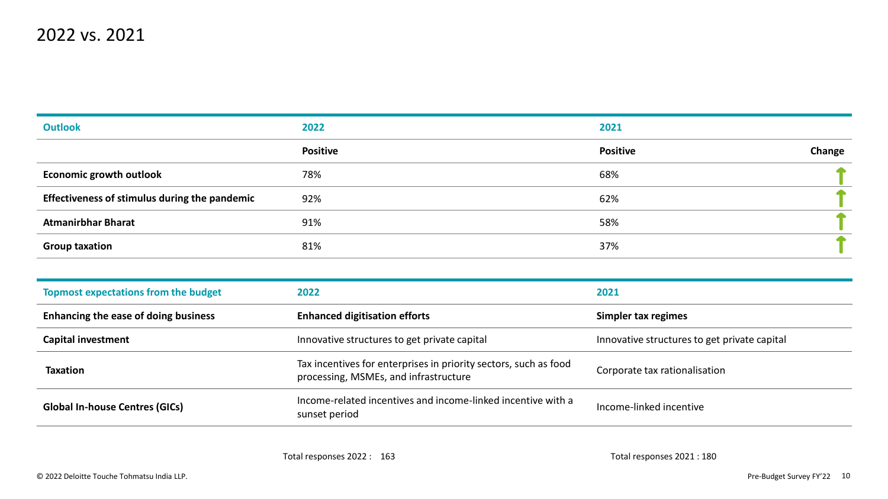# 2022 vs. 2021

| Outlook | 2022 | 2021 | |
|---|---|---|---|
| | **Positive** | **Positive** | **Change** |
| **Economic growth outlook** | 78% | 68% | ↑ |
| **Effectiveness of stimulus during the pandemic** | 92% | 62% | ↑ |
| **Atmanirbhar Bharat** | 91% | 58% | ↑ |
| **Group taxation** | 81% | 37% | ↑ |

| Topmost expectations from the budget | 2022 | 2021 |
|---|---|---|
| **Enhancing the ease of doing business** | **Enhanced digitisation efforts** | **Simpler tax regimes** |
| **Capital investment** | Innovative structures to get private capital | Innovative structures to get private capital |
| **Taxation** | Tax incentives for enterprises in priority sectors, such as food processing, MSMEs, and infrastructure | Corporate tax rationalisation |
| **Global In-house Centres (GICs)** | Income-related incentives and income-linked incentive with a sunset period | Income-linked incentive |

Total responses 2022 : 163

Total responses 2021 : 180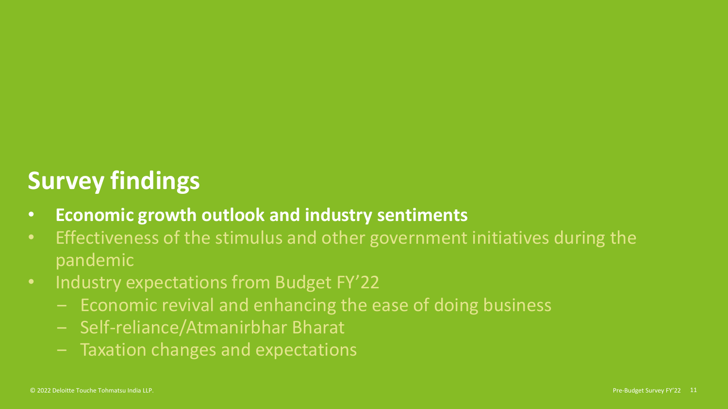# Survey findings

- **Economic growth outlook and industry sentiments**
- Effectiveness of the stimulus and other government initiatives during the pandemic
- Industry expectations from Budget FY'22
  - Economic revival and enhancing the ease of doing business
  - Self-reliance/Atmanirbhar Bharat
  - Taxation changes and expectations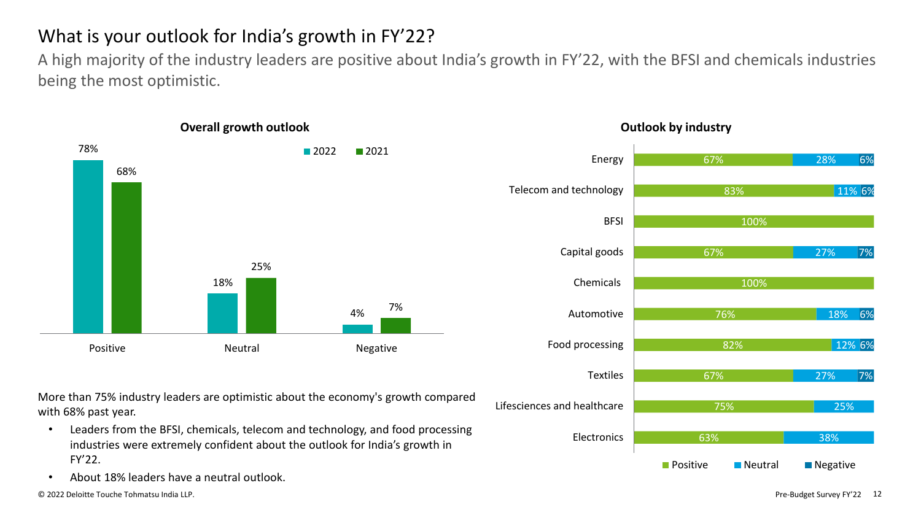# What is your outlook for India's growth in FY'22?

A high majority of the industry leaders are positive about India's growth in FY'22, with the BFSI and chemicals industries being the most optimistic.

**Overall growth outlook**

| | 2022 | 2021 |
|---|---|---|
| Positive | 78% | 68% |
| Neutral | 18% | 25% |
| Negative | 4% | 7% |

**Outlook by industry**

| Industry | Positive | Neutral | Negative |
|---|---|---|---|
| Energy | 67% | 28% | 6% |
| Telecom and technology | 83% | 11% | 6% |
| BFSI | 100% | | |
| Capital goods | 67% | 27% | 7% |
| Chemicals | 100% | | |
| Automotive | 76% | 18% | 6% |
| Food processing | 82% | 12% | 6% |
| Textiles | 67% | 27% | 7% |
| Lifesciences and healthcare | 75% | 25% | |
| Electronics | 63% | 38% | |

More than 75% industry leaders are optimistic about the economy's growth compared with 68% past year.

- Leaders from the BFSI, chemicals, telecom and technology, and food processing industries were extremely confident about the outlook for India's growth in FY'22.
- About 18% leaders have a neutral outlook.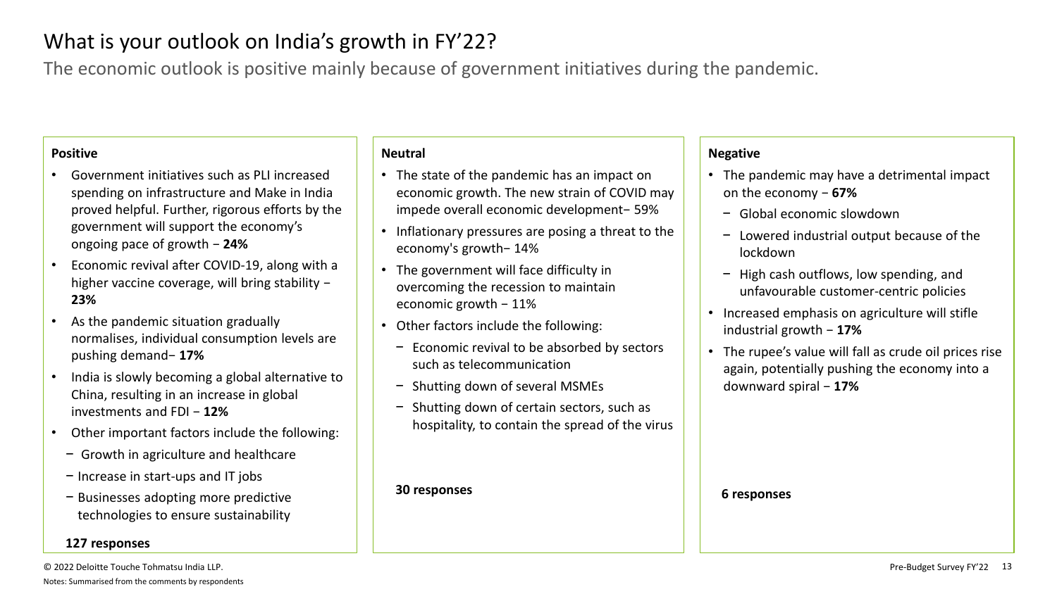# What is your outlook on India's growth in FY'22?

The economic outlook is positive mainly because of government initiatives during the pandemic.

### Positive

- Government initiatives such as PLI increased spending on infrastructure and Make in India proved helpful. Further, rigorous efforts by the government will support the economy's ongoing pace of growth − **24%**
- Economic revival after COVID-19, along with a higher vaccine coverage, will bring stability − **23%**
- As the pandemic situation gradually normalises, individual consumption levels are pushing demand− **17%**
- India is slowly becoming a global alternative to China, resulting in an increase in global investments and FDI − **12%**
- Other important factors include the following:
  - Growth in agriculture and healthcare
  - Increase in start-ups and IT jobs
  - Businesses adopting more predictive technologies to ensure sustainability

**127 responses**

### Neutral

- The state of the pandemic has an impact on economic growth. The new strain of COVID may impede overall economic development− 59%
- Inflationary pressures are posing a threat to the economy's growth− 14%
- The government will face difficulty in overcoming the recession to maintain economic growth − 11%
- Other factors include the following:
  - Economic revival to be absorbed by sectors such as telecommunication
  - Shutting down of several MSMEs
  - Shutting down of certain sectors, such as hospitality, to contain the spread of the virus

**30 responses**

### Negative

- The pandemic may have a detrimental impact on the economy − **67%**
  - Global economic slowdown
  - Lowered industrial output because of the lockdown
  - High cash outflows, low spending, and unfavourable customer-centric policies
- Increased emphasis on agriculture will stifle industrial growth − **17%**
- The rupee's value will fall as crude oil prices rise again, potentially pushing the economy into a downward spiral − **17%**

**6 responses**

Notes: Summarised from the comments by respondents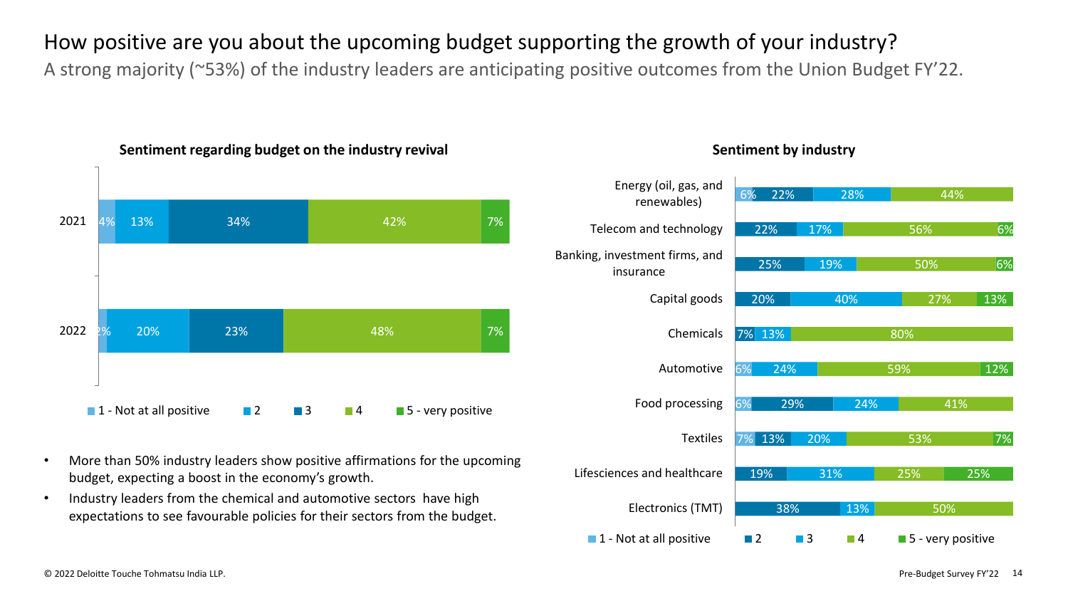# How positive are you about the upcoming budget supporting the growth of your industry?

A strong majority (~53%) of the industry leaders are anticipating positive outcomes from the Union Budget FY'22.

**Sentiment regarding budget on the industry revival**

| Year | 1 - Not at all positive | 2 | 3 | 4 | 5 - very positive |
|---|---|---|---|---|---|
| 2021 | 4% | 13% | 34% | 42% | 7% |
| 2022 | 2% | 20% | 23% | 48% | 7% |

- More than 50% industry leaders show positive affirmations for the upcoming budget, expecting a boost in the economy's growth.
- Industry leaders from the chemical and automotive sectors have high expectations to see favourable policies for their sectors from the budget.

**Sentiment by industry**

| Industry | 1 - Not at all positive | 2 | 3 | 4 | 5 - very positive |
|---|---|---|---|---|---|
| Energy (oil, gas, and renewables) | 6% | 22% | 28% | 44% | |
| Telecom and technology | | 22% | 17% | 56% | 6% |
| Banking, investment firms, and insurance | | 25% | 19% | 50% | 6% |
| Capital goods | | 20% | 40% | 27% | 13% |
| Chemicals | | 7% | 13% | 80% | |
| Automotive | 6% | | 24% | 59% | 12% |
| Food processing | 6% | 29% | 24% | 41% | |
| Textiles | 7% | 13% | 20% | 53% | 7% |
| Lifesciences and healthcare | | 19% | 31% | 25% | 25% |
| Electronics (TMT) | | 38% | 13% | 50% | |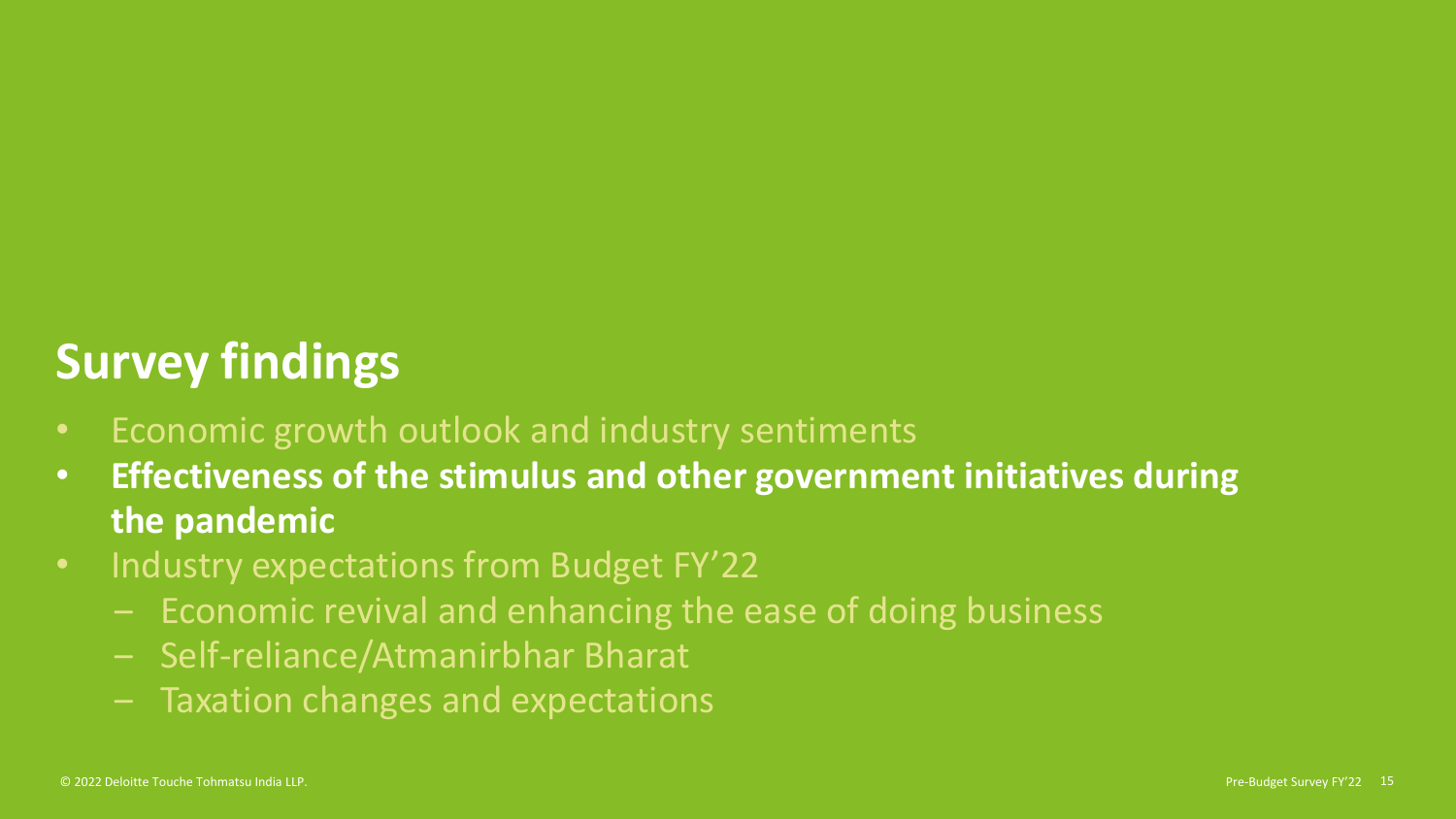# Survey findings

- Economic growth outlook and industry sentiments
- **Effectiveness of the stimulus and other government initiatives during the pandemic**
- Industry expectations from Budget FY'22
  - Economic revival and enhancing the ease of doing business
  - Self-reliance/Atmanirbhar Bharat
  - Taxation changes and expectations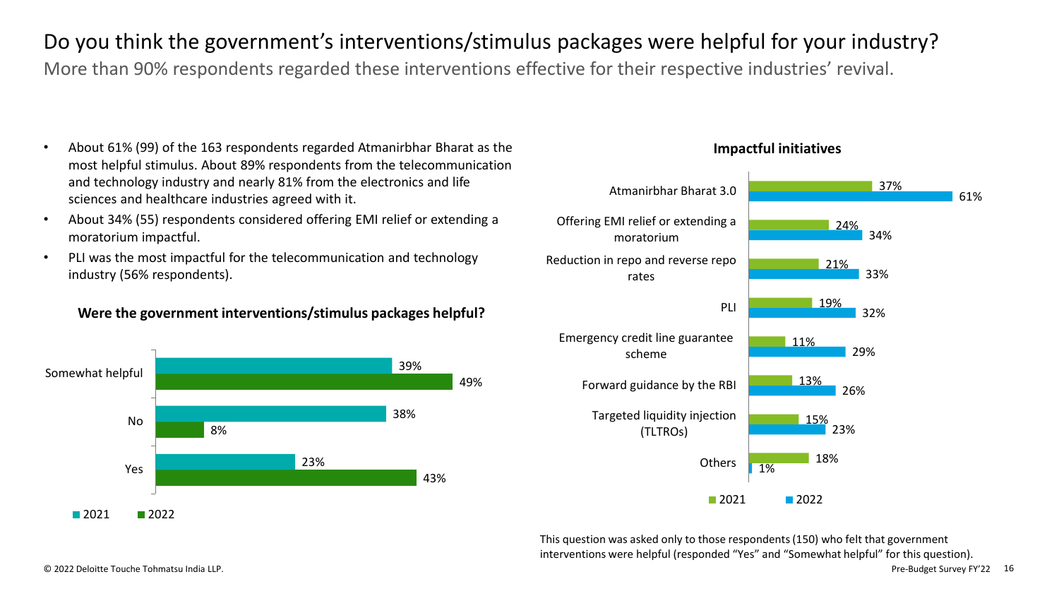# Do you think the government's interventions/stimulus packages were helpful for your industry?

More than 90% respondents regarded these interventions effective for their respective industries' revival.

- About 61% (99) of the 163 respondents regarded Atmanirbhar Bharat as the most helpful stimulus. About 89% respondents from the telecommunication and technology industry and nearly 81% from the electronics and life sciences and healthcare industries agreed with it.
- About 34% (55) respondents considered offering EMI relief or extending a moratorium impactful.
- PLI was the most impactful for the telecommunication and technology industry (56% respondents).

**Were the government interventions/stimulus packages helpful?**

| Response | 2021 | 2022 |
| --- | --- | --- |
| Somewhat helpful | 39% | 49% |
| No | 38% | 8% |
| Yes | 23% | 43% |

**Impactful initiatives**

| Initiative | 2021 | 2022 |
| --- | --- | --- |
| Atmanirbhar Bharat 3.0 | 37% | 61% |
| Offering EMI relief or extending a moratorium | 24% | 34% |
| Reduction in repo and reverse repo rates | 21% | 33% |
| PLI | 19% | 32% |
| Emergency credit line guarantee scheme | 11% | 29% |
| Forward guidance by the RBI | 13% | 26% |
| Targeted liquidity injection (TLTROs) | 15% | 23% |
| Others | 18% | 1% |

This question was asked only to those respondents (150) who felt that government interventions were helpful (responded "Yes" and "Somewhat helpful" for this question).

© 2022 Deloitte Touche Tohmatsu India LLP.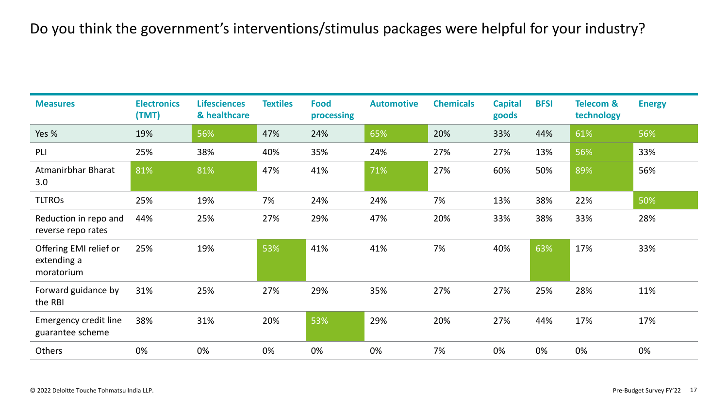# Do you think the government's interventions/stimulus packages were helpful for your industry?

| Measures | Electronics (TMT) | Lifesciences & healthcare | Textiles | Food processing | Automotive | Chemicals | Capital goods | BFSI | Telecom & technology | Energy |
|---|---|---|---|---|---|---|---|---|---|---|
| Yes % | 19% | 56% | 47% | 24% | 65% | 20% | 33% | 44% | 61% | 56% |
| PLI | 25% | 38% | 40% | 35% | 24% | 27% | 27% | 13% | 56% | 33% |
| Atmanirbhar Bharat 3.0 | 81% | 81% | 47% | 41% | 71% | 27% | 60% | 50% | 89% | 56% |
| TLTROs | 25% | 19% | 7% | 24% | 24% | 7% | 13% | 38% | 22% | 50% |
| Reduction in repo and reverse repo rates | 44% | 25% | 27% | 29% | 47% | 20% | 33% | 38% | 33% | 28% |
| Offering EMI relief or extending a moratorium | 25% | 19% | 53% | 41% | 41% | 7% | 40% | 63% | 17% | 33% |
| Forward guidance by the RBI | 31% | 25% | 27% | 29% | 35% | 27% | 27% | 25% | 28% | 11% |
| Emergency credit line guarantee scheme | 38% | 31% | 20% | 53% | 29% | 20% | 27% | 44% | 17% | 17% |
| Others | 0% | 0% | 0% | 0% | 0% | 7% | 0% | 0% | 0% | 0% |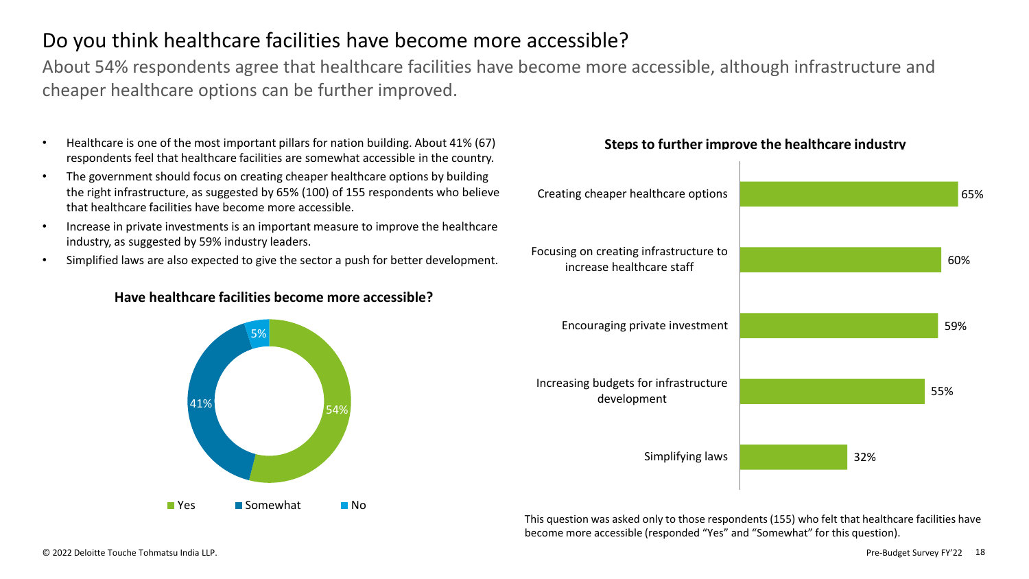# Do you think healthcare facilities have become more accessible?

About 54% respondents agree that healthcare facilities have become more accessible, although infrastructure and cheaper healthcare options can be further improved.

- Healthcare is one of the most important pillars for nation building. About 41% (67) respondents feel that healthcare facilities are somewhat accessible in the country.
- The government should focus on creating cheaper healthcare options by building the right infrastructure, as suggested by 65% (100) of 155 respondents who believe that healthcare facilities have become more accessible.
- Increase in private investments is an important measure to improve the healthcare industry, as suggested by 59% industry leaders.
- Simplified laws are also expected to give the sector a push for better development.

**Have healthcare facilities become more accessible?**

| Response | Share |
| --- | --- |
| Yes | 54% |
| Somewhat | 41% |
| No | 5% |

**Steps to further improve the healthcare industry**

| Step | Share |
| --- | --- |
| Creating cheaper healthcare options | 65% |
| Focusing on creating infrastructure to increase healthcare staff | 60% |
| Encouraging private investment | 59% |
| Increasing budgets for infrastructure development | 55% |
| Simplifying laws | 32% |

This question was asked only to those respondents (155) who felt that healthcare facilities have become more accessible (responded "Yes" and "Somewhat" for this question).

© 2022 Deloitte Touche Tohmatsu India LLP.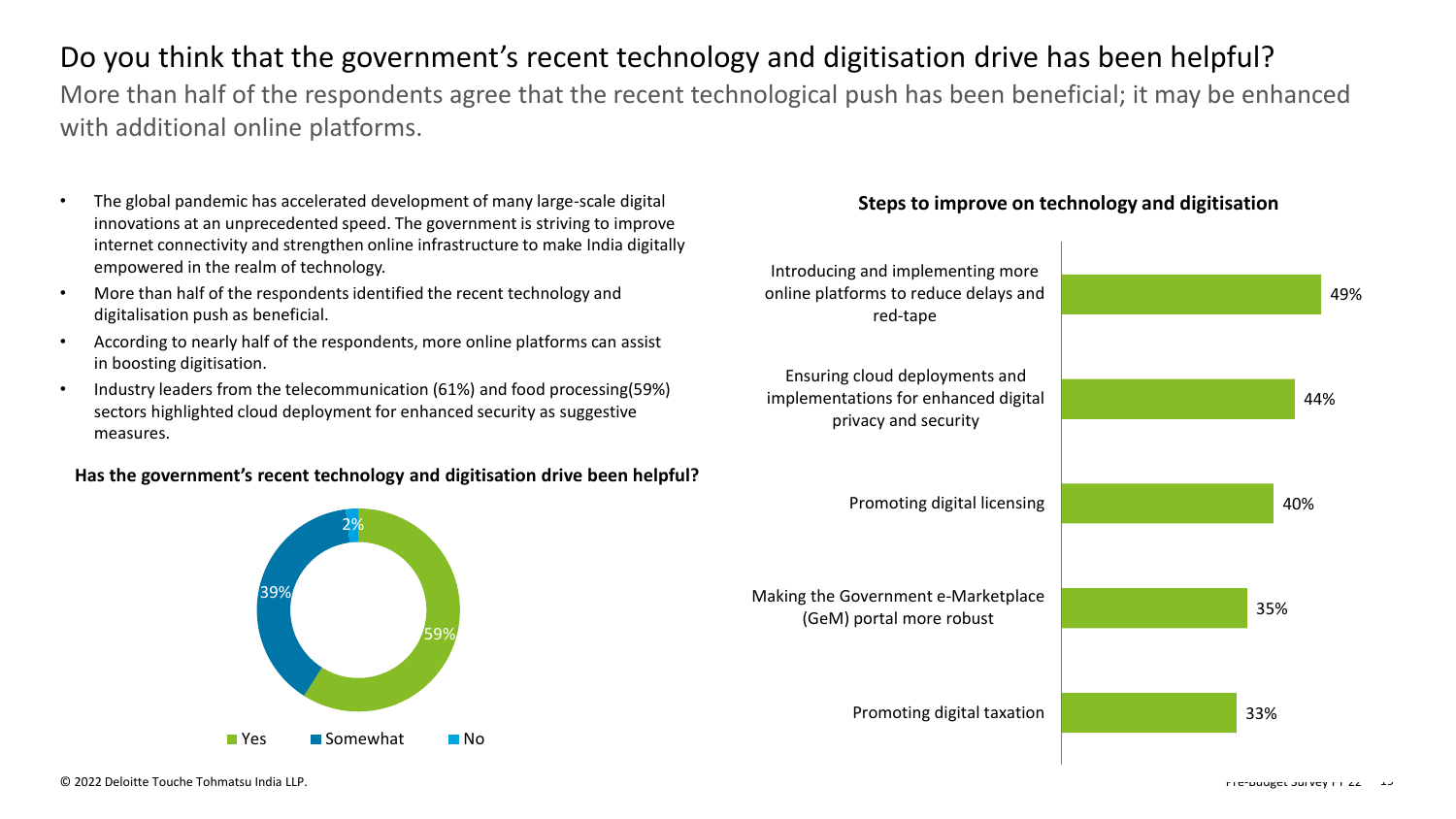# Do you think that the government's recent technology and digitisation drive has been helpful?

More than half of the respondents agree that the recent technological push has been beneficial; it may be enhanced with additional online platforms.

- The global pandemic has accelerated development of many large-scale digital innovations at an unprecedented speed. The government is striving to improve internet connectivity and strengthen online infrastructure to make India digitally empowered in the realm of technology.
- More than half of the respondents identified the recent technology and digitalisation push as beneficial.
- According to nearly half of the respondents, more online platforms can assist in boosting digitisation.
- Industry leaders from the telecommunication (61%) and food processing(59%) sectors highlighted cloud deployment for enhanced security as suggestive measures.

**Has the government's recent technology and digitisation drive been helpful?**

| Response | Share |
| --- | --- |
| Yes | 59% |
| Somewhat | 39% |
| No | 2% |

**Steps to improve on technology and digitisation**

| Step | Share |
| --- | --- |
| Introducing and implementing more online platforms to reduce delays and red-tape | 49% |
| Ensuring cloud deployments and implementations for enhanced digital privacy and security | 44% |
| Promoting digital licensing | 40% |
| Making the Government e-Marketplace (GeM) portal more robust | 35% |
| Promoting digital taxation | 33% |

© 2022 Deloitte Touche Tohmatsu India LLP.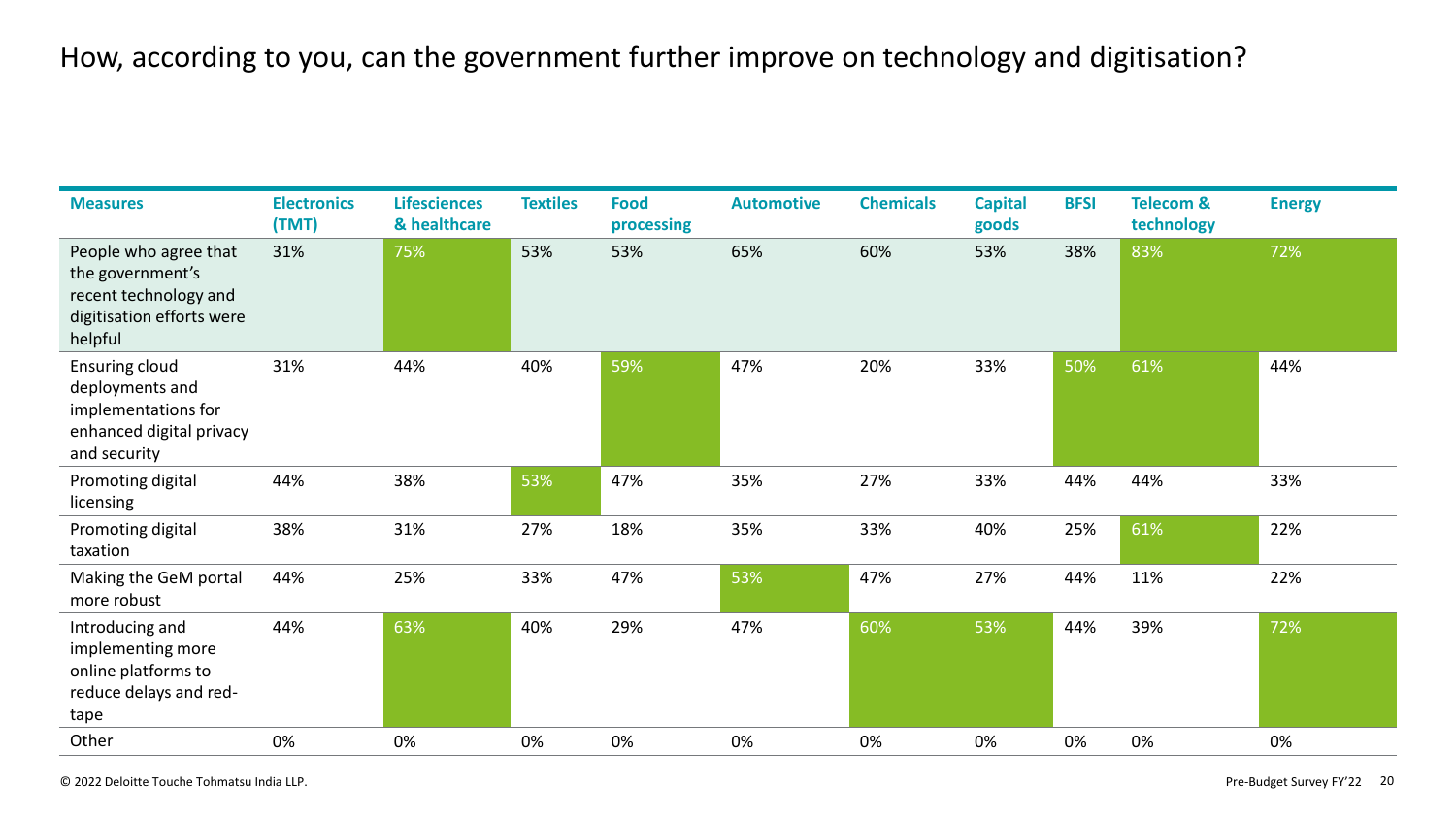# How, according to you, can the government further improve on technology and digitisation?

| Measures | Electronics (TMT) | Lifesciences & healthcare | Textiles | Food processing | Automotive | Chemicals | Capital goods | BFSI | Telecom & technology | Energy |
|---|---|---|---|---|---|---|---|---|---|---|
| People who agree that the government's recent technology and digitisation efforts were helpful | 31% | 75% | 53% | 53% | 65% | 60% | 53% | 38% | 83% | 72% |
| Ensuring cloud deployments and implementations for enhanced digital privacy and security | 31% | 44% | 40% | 59% | 47% | 20% | 33% | 50% | 61% | 44% |
| Promoting digital licensing | 44% | 38% | 53% | 47% | 35% | 27% | 33% | 44% | 44% | 33% |
| Promoting digital taxation | 38% | 31% | 27% | 18% | 35% | 33% | 40% | 25% | 61% | 22% |
| Making the GeM portal more robust | 44% | 25% | 33% | 47% | 53% | 47% | 27% | 44% | 11% | 22% |
| Introducing and implementing more online platforms to reduce delays and red-tape | 44% | 63% | 40% | 29% | 47% | 60% | 53% | 44% | 39% | 72% |
| Other | 0% | 0% | 0% | 0% | 0% | 0% | 0% | 0% | 0% | 0% |

© 2022 Deloitte Touche Tohmatsu India LLP.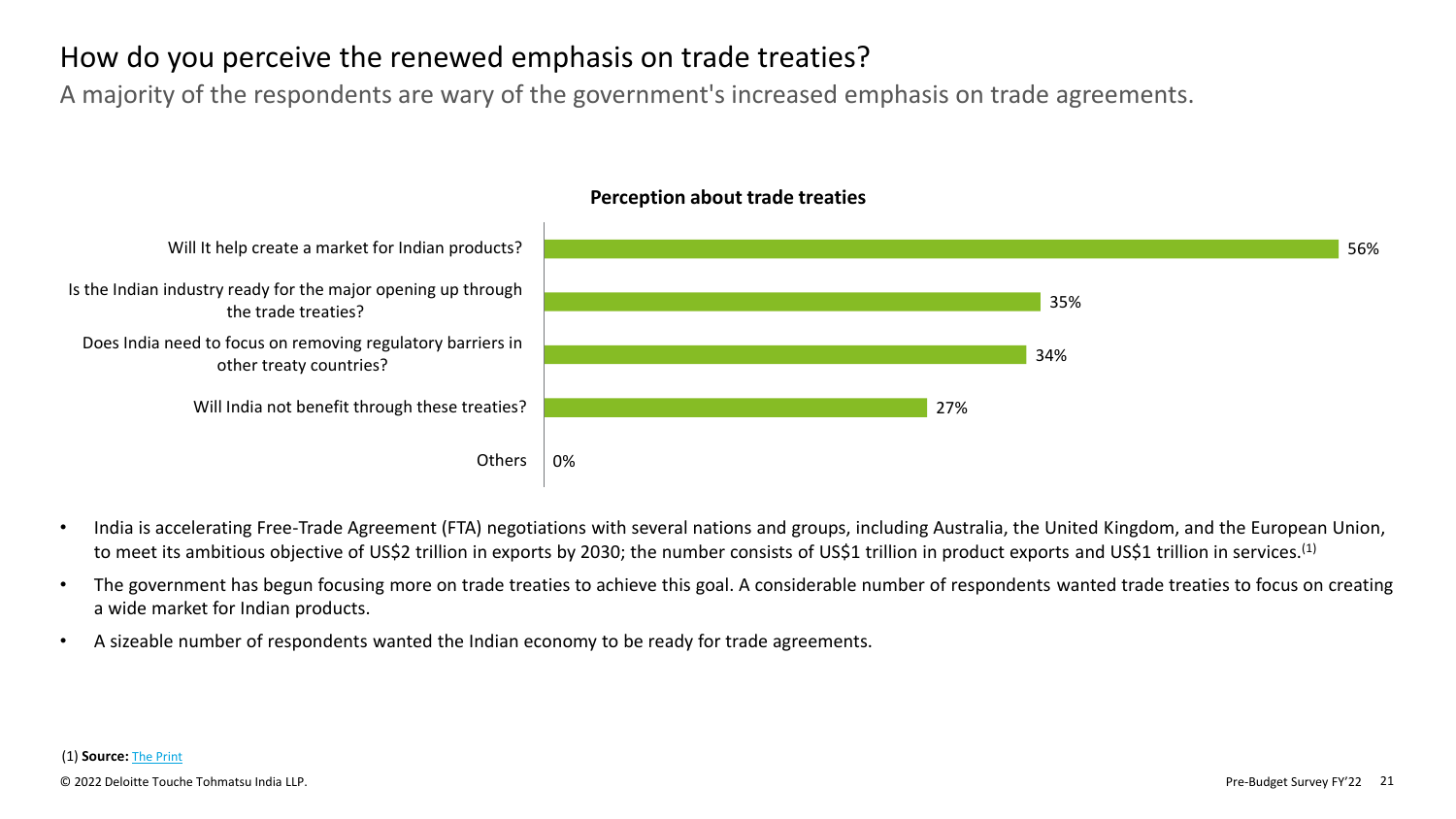# How do you perceive the renewed emphasis on trade treaties?

A majority of the respondents are wary of the government's increased emphasis on trade agreements.

**Perception about trade treaties**

| Perception | Percentage |
|---|---|
| Will It help create a market for Indian products? | 56% |
| Is the Indian industry ready for the major opening up through the trade treaties? | 35% |
| Does India need to focus on removing regulatory barriers in other treaty countries? | 34% |
| Will India not benefit through these treaties? | 27% |
| Others | 0% |

- India is accelerating Free-Trade Agreement (FTA) negotiations with several nations and groups, including Australia, the United Kingdom, and the European Union, to meet its ambitious objective of US$2 trillion in exports by 2030; the number consists of US$1 trillion in product exports and US$1 trillion in services.[1]
- The government has begun focusing more on trade treaties to achieve this goal. A considerable number of respondents wanted trade treaties to focus on creating a wide market for Indian products.
- A sizeable number of respondents wanted the Indian economy to be ready for trade agreements.

(1) **Source:** The Print

© 2022 Deloitte Touche Tohmatsu India LLP.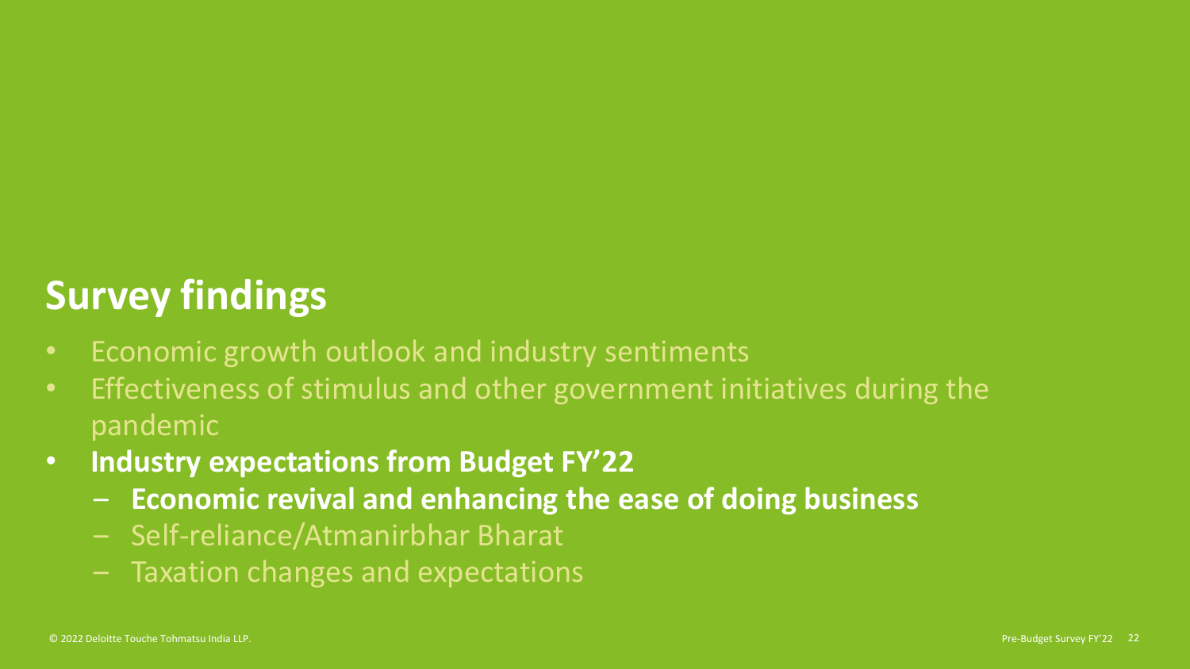# Survey findings

- Economic growth outlook and industry sentiments
- Effectiveness of stimulus and other government initiatives during the pandemic
- **Industry expectations from Budget FY'22**
  - **Economic revival and enhancing the ease of doing business**
  - Self-reliance/Atmanirbhar Bharat
  - Taxation changes and expectations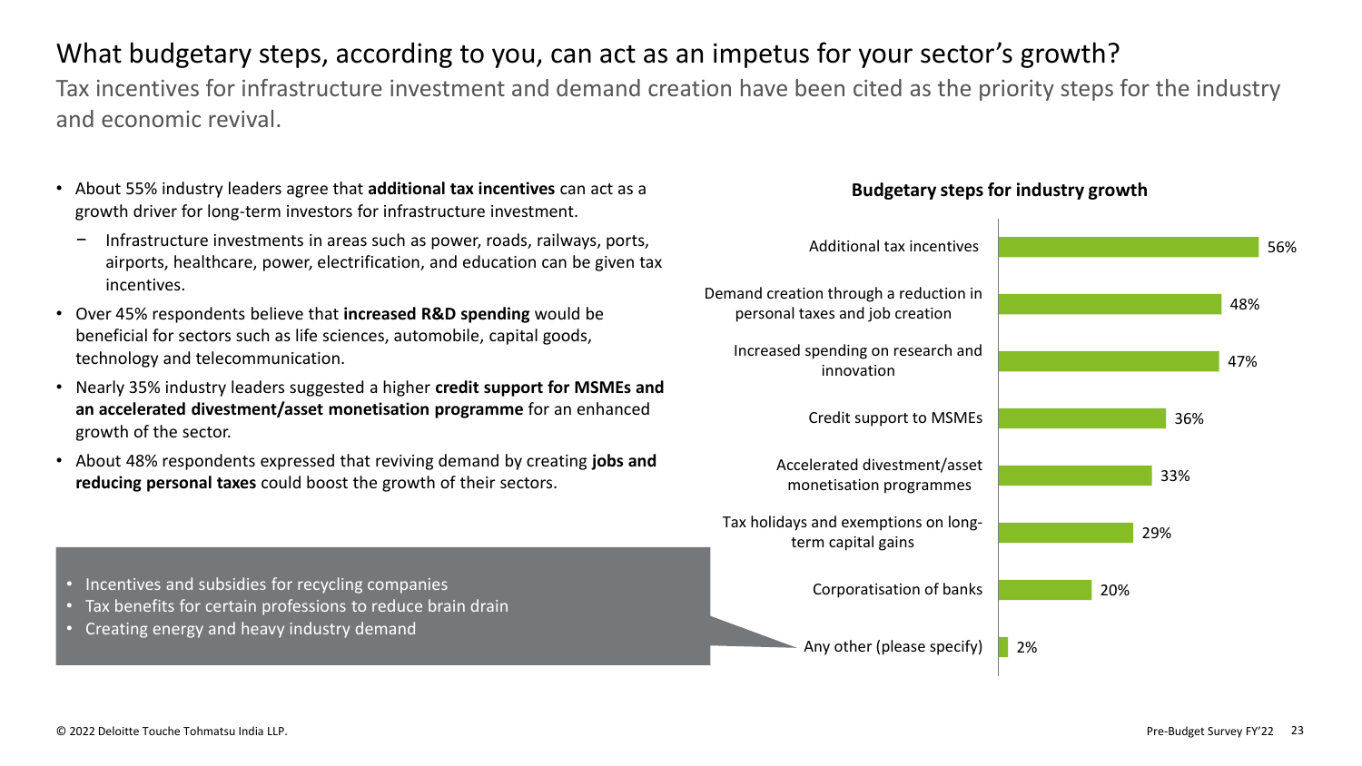# What budgetary steps, according to you, can act as an impetus for your sector's growth?

Tax incentives for infrastructure investment and demand creation have been cited as the priority steps for the industry and economic revival.

- About 55% industry leaders agree that **additional tax incentives** can act as a growth driver for long-term investors for infrastructure investment.
  - Infrastructure investments in areas such as power, roads, railways, ports, airports, healthcare, power, electrification, and education can be given tax incentives.
- Over 45% respondents believe that **increased R&D spending** would be beneficial for sectors such as life sciences, automobile, capital goods, technology and telecommunication.
- Nearly 35% industry leaders suggested a higher **credit support for MSMEs and an accelerated divestment/asset monetisation programme** for an enhanced growth of the sector.
- About 48% respondents expressed that reviving demand by creating **jobs and reducing personal taxes** could boost the growth of their sectors.

**Budgetary steps for industry growth**

| Budgetary step | Share of respondents |
| --- | --- |
| Additional tax incentives | 56% |
| Demand creation through a reduction in personal taxes and job creation | 48% |
| Increased spending on research and innovation | 47% |
| Credit support to MSMEs | 36% |
| Accelerated divestment/asset monetisation programmes | 33% |
| Tax holidays and exemptions on long-term capital gains | 29% |
| Corporatisation of banks | 20% |
| Any other (please specify) | 2% |

Any other (please specify):

- Incentives and subsidies for recycling companies
- Tax benefits for certain professions to reduce brain drain
- Creating energy and heavy industry demand

© 2022 Deloitte Touche Tohmatsu India LLP.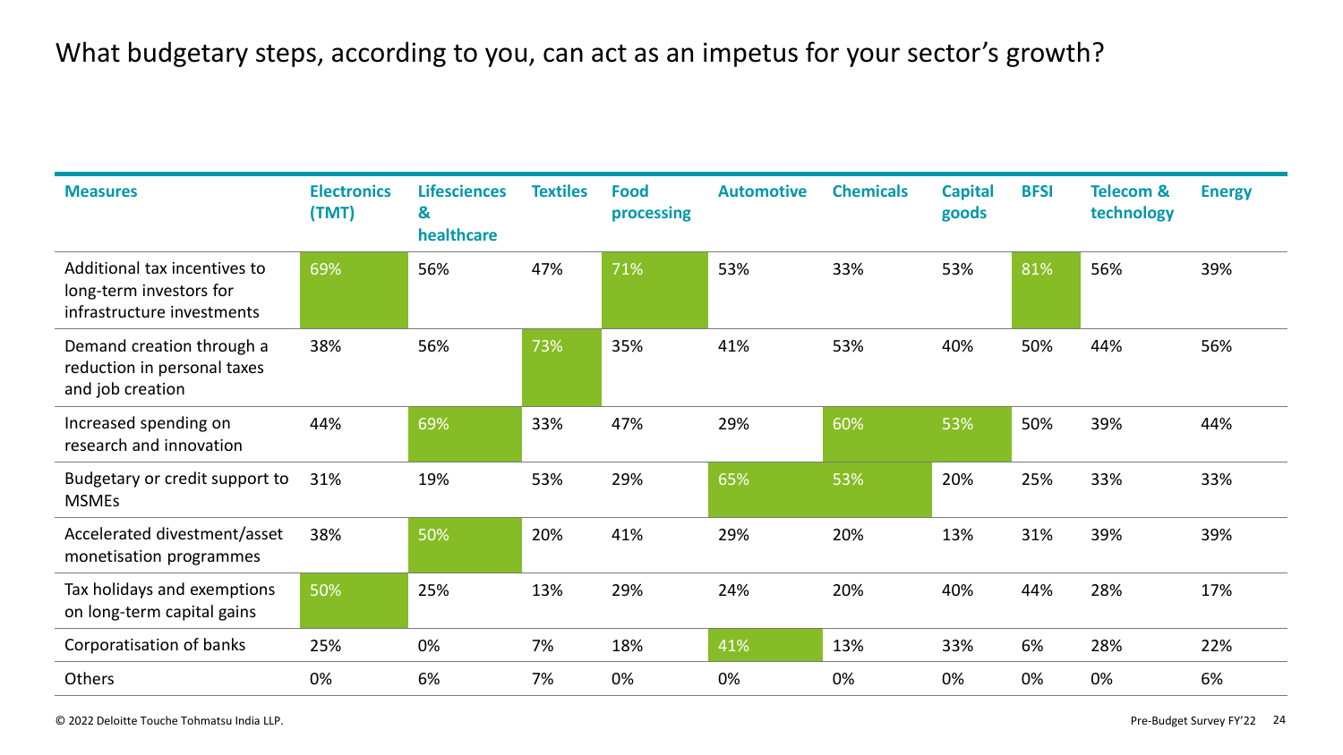# What budgetary steps, according to you, can act as an impetus for your sector's growth?

| Measures | Electronics (TMT) | Lifesciences & healthcare | Textiles | Food processing | Automotive | Chemicals | Capital goods | BFSI | Telecom & technology | Energy |
|---|---|---|---|---|---|---|---|---|---|---|
| Additional tax incentives to long-term investors for infrastructure investments | 69% | 56% | 47% | 71% | 53% | 33% | 53% | 81% | 56% | 39% |
| Demand creation through a reduction in personal taxes and job creation | 38% | 56% | 73% | 35% | 41% | 53% | 40% | 50% | 44% | 56% |
| Increased spending on research and innovation | 44% | 69% | 33% | 47% | 29% | 60% | 53% | 50% | 39% | 44% |
| Budgetary or credit support to MSMEs | 31% | 19% | 53% | 29% | 65% | 53% | 20% | 25% | 33% | 33% |
| Accelerated divestment/asset monetisation programmes | 38% | 50% | 20% | 41% | 29% | 20% | 13% | 31% | 39% | 39% |
| Tax holidays and exemptions on long-term capital gains | 50% | 25% | 13% | 29% | 24% | 20% | 40% | 44% | 28% | 17% |
| Corporatisation of banks | 25% | 0% | 7% | 18% | 41% | 13% | 33% | 6% | 28% | 22% |
| Others | 0% | 6% | 7% | 0% | 0% | 0% | 0% | 0% | 0% | 6% |

© 2022 Deloitte Touche Tohmatsu India LLP.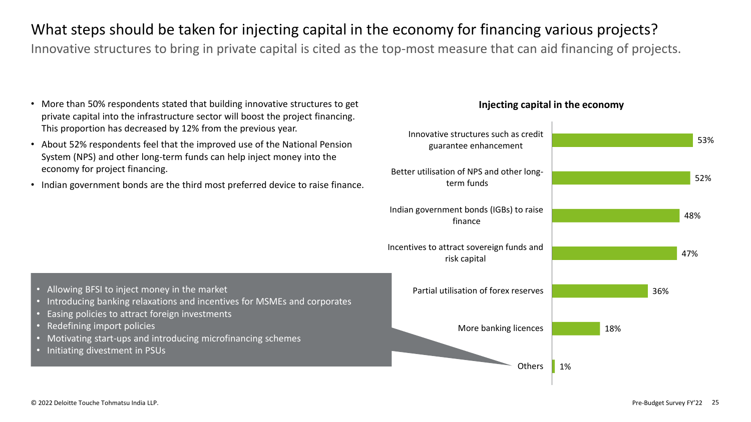# What steps should be taken for injecting capital in the economy for financing various projects?

Innovative structures to bring in private capital is cited as the top-most measure that can aid financing of projects.

- More than 50% respondents stated that building innovative structures to get private capital into the infrastructure sector will boost the project financing. This proportion has decreased by 12% from the previous year.
- About 52% respondents feel that the improved use of the National Pension System (NPS) and other long-term funds can help inject money into the economy for project financing.
- Indian government bonds are the third most preferred device to raise finance.

**Injecting capital in the economy**

| Measure | Percentage |
| --- | --- |
| Innovative structures such as credit guarantee enhancement | 53% |
| Better utilisation of NPS and other long-term funds | 52% |
| Indian government bonds (IGBs) to raise finance | 48% |
| Incentives to attract sovereign funds and risk capital | 47% |
| Partial utilisation of forex reserves | 36% |
| More banking licences | 18% |
| Others | 1% |

Others:

- Allowing BFSI to inject money in the market
- Introducing banking relaxations and incentives for MSMEs and corporates
- Easing policies to attract foreign investments
- Redefining import policies
- Motivating start-ups and introducing microfinancing schemes
- Initiating divestment in PSUs

© 2022 Deloitte Touche Tohmatsu India LLP.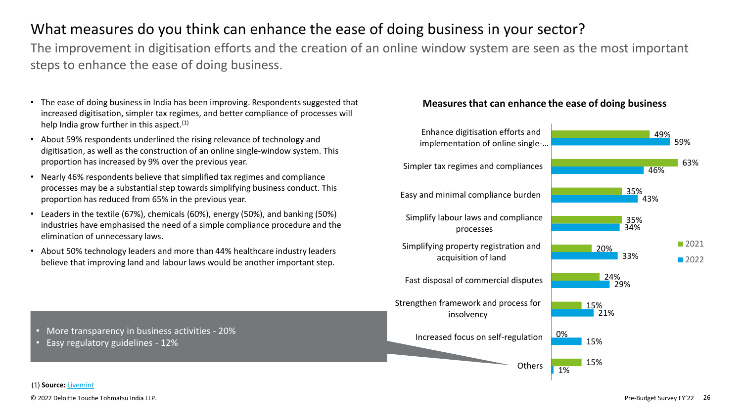# What measures do you think can enhance the ease of doing business in your sector?

The improvement in digitisation efforts and the creation of an online window system are seen as the most important steps to enhance the ease of doing business.

- The ease of doing business in India has been improving. Respondents suggested that increased digitisation, simpler tax regimes, and better compliance of processes will help India grow further in this aspect.[1]
- About 59% respondents underlined the rising relevance of technology and digitisation, as well as the construction of an online single-window system. This proportion has increased by 9% over the previous year.
- Nearly 46% respondents believe that simplified tax regimes and compliance processes may be a substantial step towards simplifying business conduct. This proportion has reduced from 65% in the previous year.
- Leaders in the textile (67%), chemicals (60%), energy (50%), and banking (50%) industries have emphasised the need of a simple compliance procedure and the elimination of unnecessary laws.
- About 50% technology leaders and more than 44% healthcare industry leaders believe that improving land and labour laws would be another important step.

**Measures that can enhance the ease of doing business**

| Measure | 2021 | 2022 |
|---|---|---|
| Enhance digitisation efforts and implementation of online single-… | 49% | 59% |
| Simpler tax regimes and compliances | 63% | 46% |
| Easy and minimal compliance burden | 35% | 43% |
| Simplify labour laws and compliance processes | 35% | 34% |
| Simplifying property registration and acquisition of land | 20% | 33% |
| Fast disposal of commercial disputes | 24% | 29% |
| Strengthen framework and process for insolvency | 15% | 21% |
| Increased focus on self-regulation | 0% | 15% |
| Others | 15% | 1% |

Others (2021):

- More transparency in business activities - 20%
- Easy regulatory guidelines - 12%

(1) **Source:** Livemint

© 2022 Deloitte Touche Tohmatsu India LLP.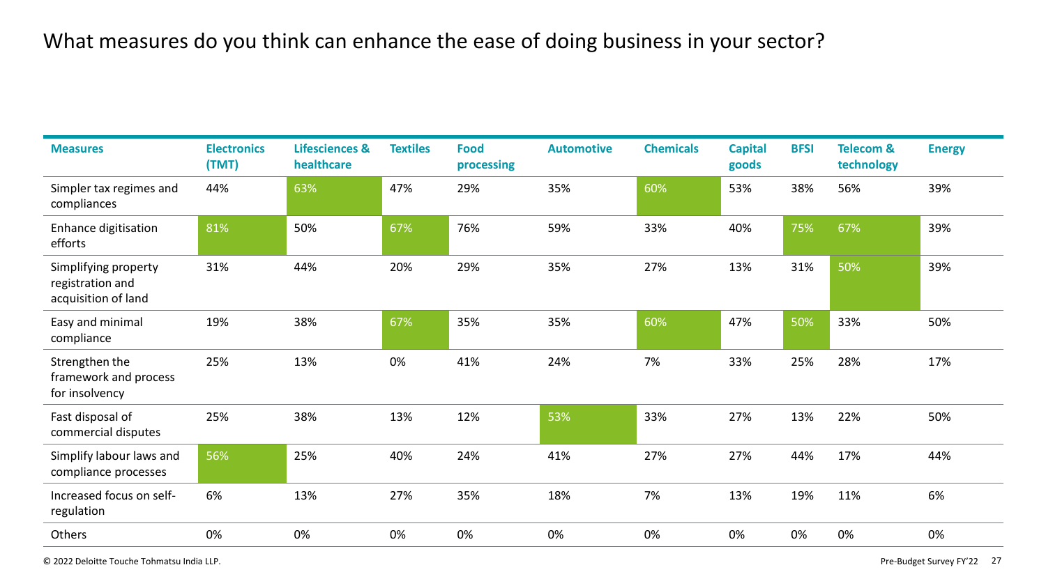# What measures do you think can enhance the ease of doing business in your sector?

| Measures | Electronics (TMT) | Lifesciences & healthcare | Textiles | Food processing | Automotive | Chemicals | Capital goods | BFSI | Telecom & technology | Energy |
|---|---|---|---|---|---|---|---|---|---|---|
| Simpler tax regimes and compliances | 44% | 63% | 47% | 29% | 35% | 60% | 53% | 38% | 56% | 39% |
| Enhance digitisation efforts | 81% | 50% | 67% | 76% | 59% | 33% | 40% | 75% | 67% | 39% |
| Simplifying property registration and acquisition of land | 31% | 44% | 20% | 29% | 35% | 27% | 13% | 31% | 50% | 39% |
| Easy and minimal compliance | 19% | 38% | 67% | 35% | 35% | 60% | 47% | 50% | 33% | 50% |
| Strengthen the framework and process for insolvency | 25% | 13% | 0% | 41% | 24% | 7% | 33% | 25% | 28% | 17% |
| Fast disposal of commercial disputes | 25% | 38% | 13% | 12% | 53% | 33% | 27% | 13% | 22% | 50% |
| Simplify labour laws and compliance processes | 56% | 25% | 40% | 24% | 41% | 27% | 27% | 44% | 17% | 44% |
| Increased focus on self-regulation | 6% | 13% | 27% | 35% | 18% | 7% | 13% | 19% | 11% | 6% |
| Others | 0% | 0% | 0% | 0% | 0% | 0% | 0% | 0% | 0% | 0% |

© 2022 Deloitte Touche Tohmatsu India LLP.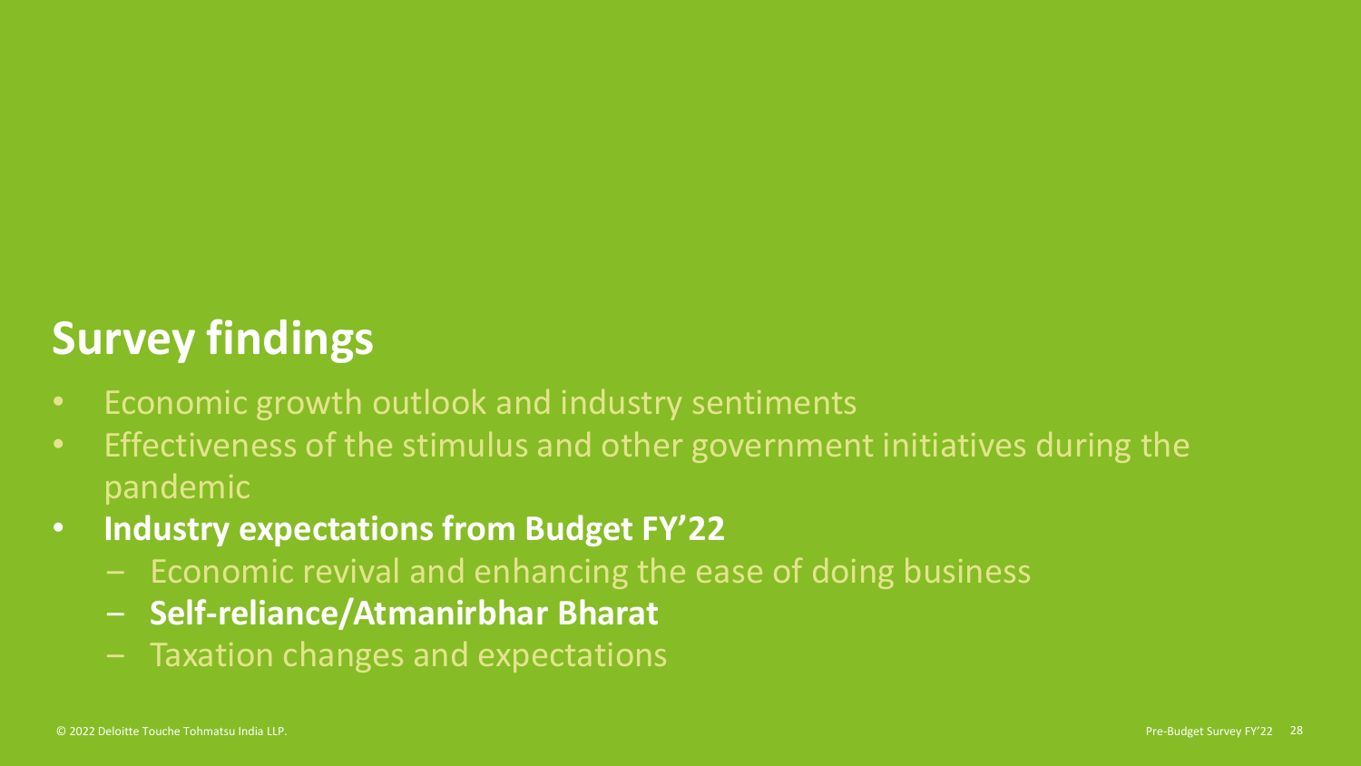# Survey findings

- Economic growth outlook and industry sentiments
- Effectiveness of the stimulus and other government initiatives during the pandemic
- **Industry expectations from Budget FY'22**
  - Economic revival and enhancing the ease of doing business
  - **Self-reliance/Atmanirbhar Bharat**
  - Taxation changes and expectations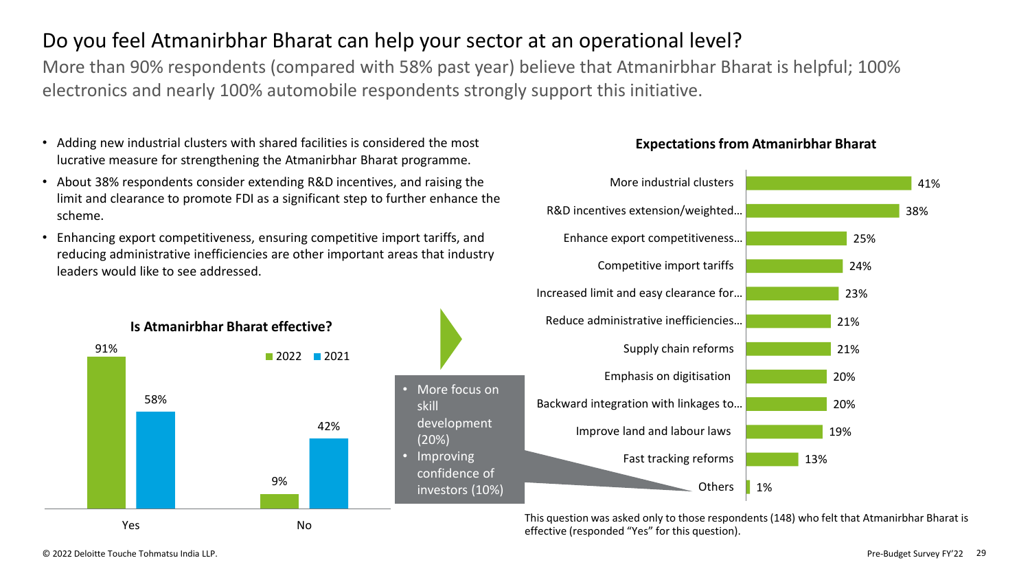# Do you feel Atmanirbhar Bharat can help your sector at an operational level?

More than 90% respondents (compared with 58% past year) believe that Atmanirbhar Bharat is helpful; 100% electronics and nearly 100% automobile respondents strongly support this initiative.

- Adding new industrial clusters with shared facilities is considered the most lucrative measure for strengthening the Atmanirbhar Bharat programme.
- About 38% respondents consider extending R&D incentives, and raising the limit and clearance to promote FDI as a significant step to further enhance the scheme.
- Enhancing export competitiveness, ensuring competitive import tariffs, and reducing administrative inefficiencies are other important areas that industry leaders would like to see addressed.

**Is Atmanirbhar Bharat effective?**

| | 2022 | 2021 |
|---|---|---|
| Yes | 91% | 58% |
| No | 9% | 42% |

**Expectations from Atmanirbhar Bharat**

| Expectation | % |
|---|---|
| More industrial clusters | 41% |
| R&D incentives extension/weighted… | 38% |
| Enhance export competitiveness… | 25% |
| Competitive import tariffs | 24% |
| Increased limit and easy clearance for… | 23% |
| Reduce administrative inefficiencies… | 21% |
| Supply chain reforms | 21% |
| Emphasis on digitisation | 20% |
| Backward integration with linkages to… | 20% |
| Improve land and labour laws | 19% |
| Fast tracking reforms | 13% |
| Others | 1% |

Others:
- More focus on skill development (20%)
- Improving confidence of investors (10%)

This question was asked only to those respondents (148) who felt that Atmanirbhar Bharat is effective (responded "Yes" for this question).

© 2022 Deloitte Touche Tohmatsu India LLP.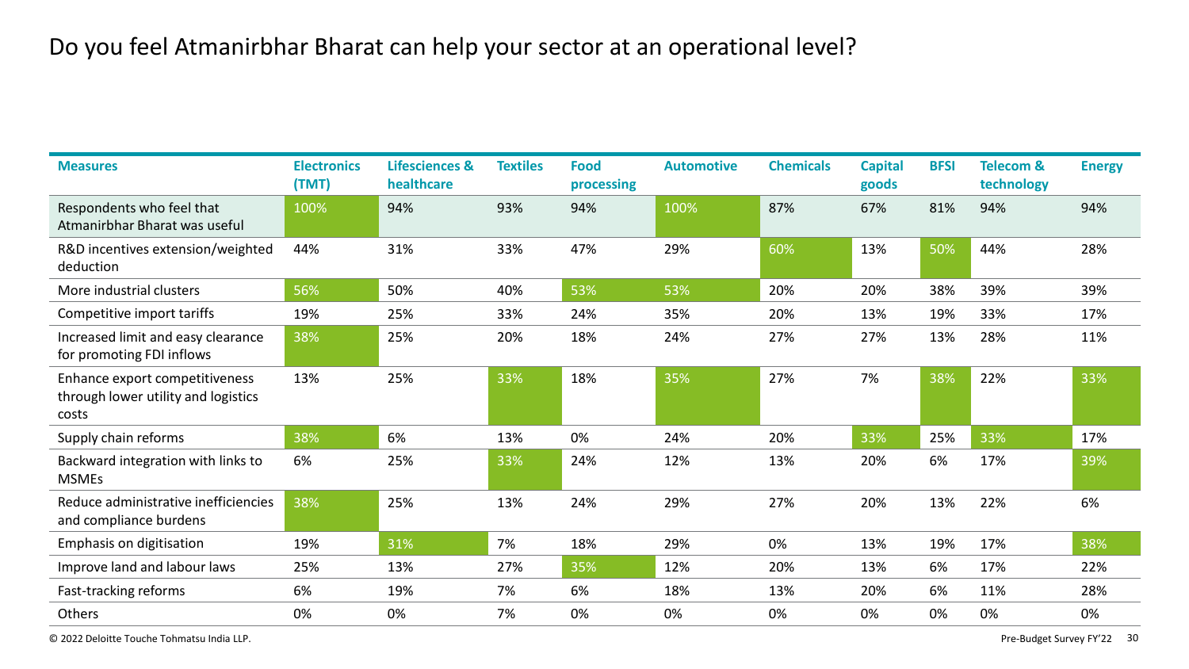# Do you feel Atmanirbhar Bharat can help your sector at an operational level?

| Measures | Electronics (TMT) | Lifesciences & healthcare | Textiles | Food processing | Automotive | Chemicals | Capital goods | BFSI | Telecom & technology | Energy |
|---|---|---|---|---|---|---|---|---|---|---|
| Respondents who feel that Atmanirbhar Bharat was useful | 100% | 94% | 93% | 94% | 100% | 87% | 67% | 81% | 94% | 94% |
| R&D incentives extension/weighted deduction | 44% | 31% | 33% | 47% | 29% | 60% | 13% | 50% | 44% | 28% |
| More industrial clusters | 56% | 50% | 40% | 53% | 53% | 20% | 20% | 38% | 39% | 39% |
| Competitive import tariffs | 19% | 25% | 33% | 24% | 35% | 20% | 13% | 19% | 33% | 17% |
| Increased limit and easy clearance for promoting FDI inflows | 38% | 25% | 20% | 18% | 24% | 27% | 27% | 13% | 28% | 11% |
| Enhance export competitiveness through lower utility and logistics costs | 13% | 25% | 33% | 18% | 35% | 27% | 7% | 38% | 22% | 33% |
| Supply chain reforms | 38% | 6% | 13% | 0% | 24% | 20% | 33% | 25% | 33% | 17% |
| Backward integration with links to MSMEs | 6% | 25% | 33% | 24% | 12% | 13% | 20% | 6% | 17% | 39% |
| Reduce administrative inefficiencies and compliance burdens | 38% | 25% | 13% | 24% | 29% | 27% | 20% | 13% | 22% | 6% |
| Emphasis on digitisation | 19% | 31% | 7% | 18% | 29% | 0% | 13% | 19% | 17% | 38% |
| Improve land and labour laws | 25% | 13% | 27% | 35% | 12% | 20% | 13% | 6% | 17% | 22% |
| Fast-tracking reforms | 6% | 19% | 7% | 6% | 18% | 13% | 20% | 6% | 11% | 28% |
| Others | 0% | 0% | 7% | 0% | 0% | 0% | 0% | 0% | 0% | 0% |

© 2022 Deloitte Touche Tohmatsu India LLP.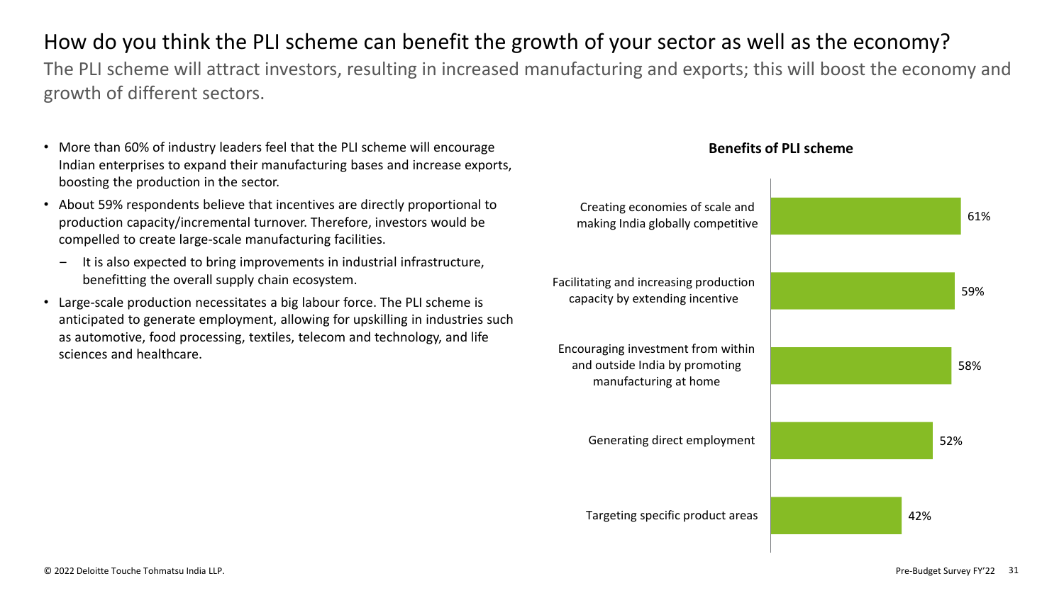# How do you think the PLI scheme can benefit the growth of your sector as well as the economy?

The PLI scheme will attract investors, resulting in increased manufacturing and exports; this will boost the economy and growth of different sectors.

- More than 60% of industry leaders feel that the PLI scheme will encourage Indian enterprises to expand their manufacturing bases and increase exports, boosting the production in the sector.
- About 59% respondents believe that incentives are directly proportional to production capacity/incremental turnover. Therefore, investors would be compelled to create large-scale manufacturing facilities.
  - It is also expected to bring improvements in industrial infrastructure, benefitting the overall supply chain ecosystem.
- Large-scale production necessitates a big labour force. The PLI scheme is anticipated to generate employment, allowing for upskilling in industries such as automotive, food processing, textiles, telecom and technology, and life sciences and healthcare.

**Benefits of PLI scheme**

| Benefit | Share |
|---|---|
| Creating economies of scale and making India globally competitive | 61% |
| Facilitating and increasing production capacity by extending incentive | 59% |
| Encouraging investment from within and outside India by promoting manufacturing at home | 58% |
| Generating direct employment | 52% |
| Targeting specific product areas | 42% |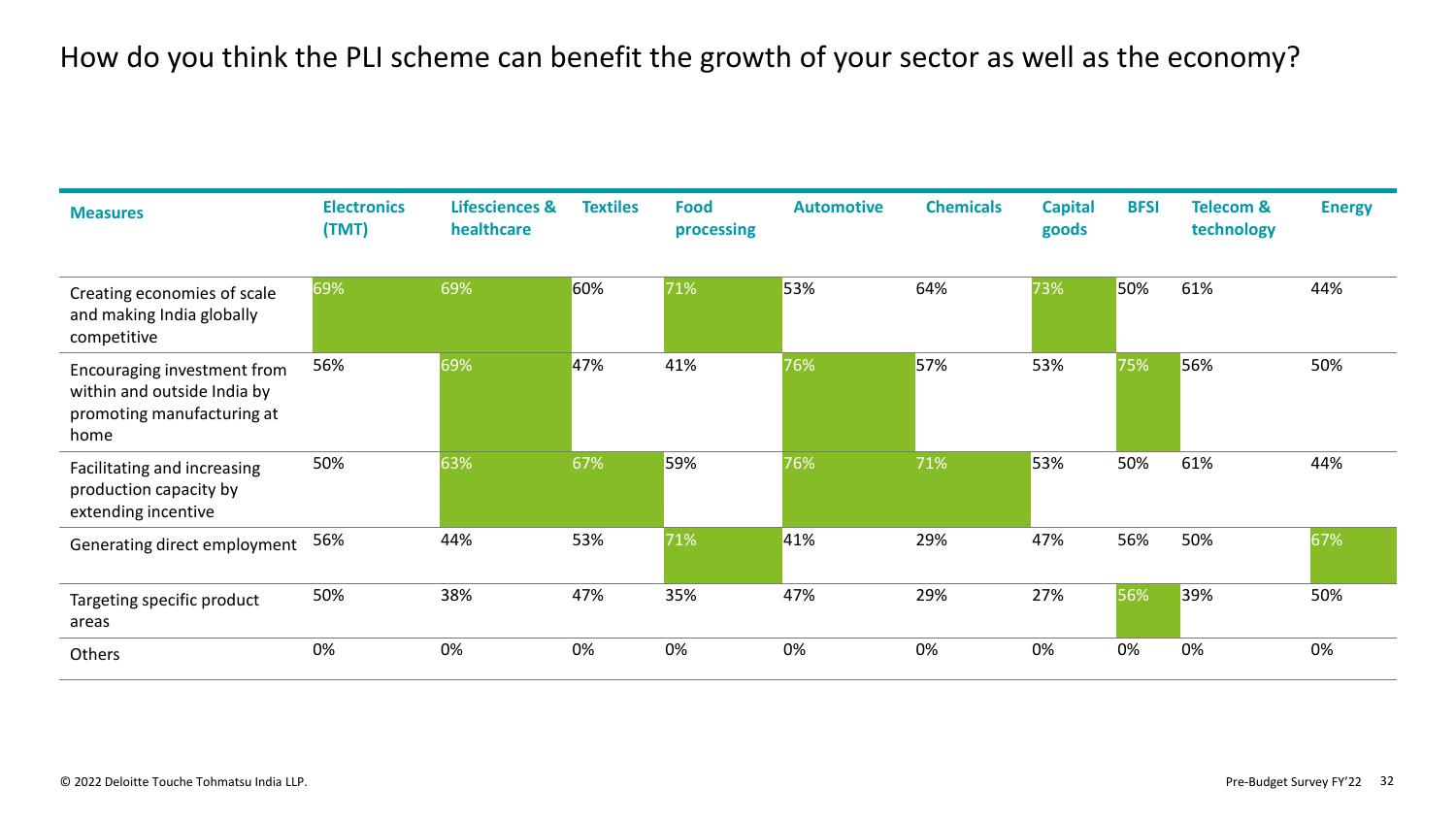# How do you think the PLI scheme can benefit the growth of your sector as well as the economy?

| Measures | Electronics (TMT) | Lifesciences & healthcare | Textiles | Food processing | Automotive | Chemicals | Capital goods | BFSI | Telecom & technology | Energy |
|---|---|---|---|---|---|---|---|---|---|---|
| Creating economies of scale and making India globally competitive | 69% | 69% | 60% | 71% | 53% | 64% | 73% | 50% | 61% | 44% |
| Encouraging investment from within and outside India by promoting manufacturing at home | 56% | 69% | 47% | 41% | 76% | 57% | 53% | 75% | 56% | 50% |
| Facilitating and increasing production capacity by extending incentive | 50% | 63% | 67% | 59% | 76% | 71% | 53% | 50% | 61% | 44% |
| Generating direct employment | 56% | 44% | 53% | 71% | 41% | 29% | 47% | 56% | 50% | 67% |
| Targeting specific product areas | 50% | 38% | 47% | 35% | 47% | 29% | 27% | 56% | 39% | 50% |
| Others | 0% | 0% | 0% | 0% | 0% | 0% | 0% | 0% | 0% | 0% |

© 2022 Deloitte Touche Tohmatsu India LLP.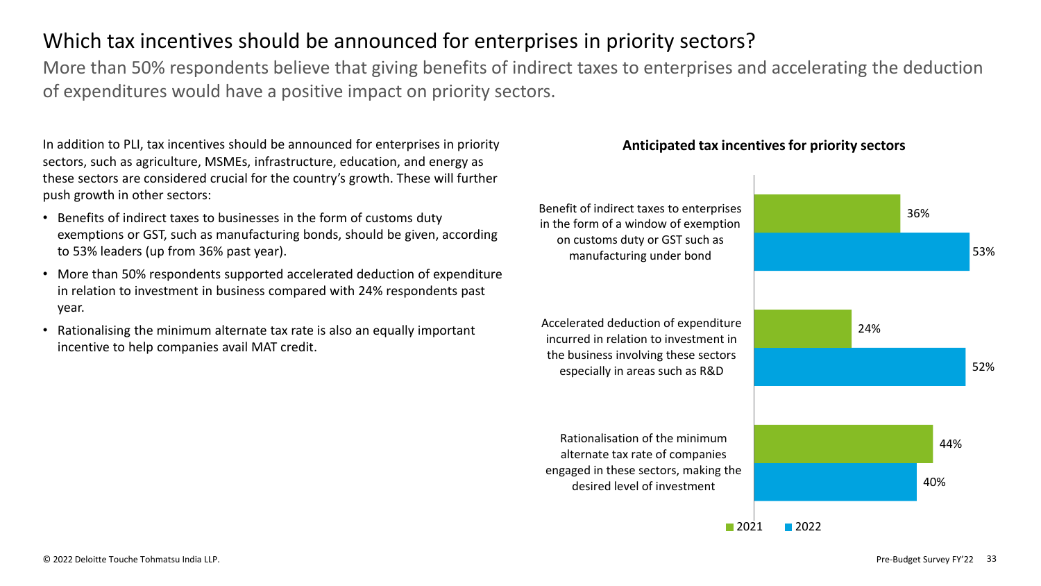# Which tax incentives should be announced for enterprises in priority sectors?

More than 50% respondents believe that giving benefits of indirect taxes to enterprises and accelerating the deduction of expenditures would have a positive impact on priority sectors.

In addition to PLI, tax incentives should be announced for enterprises in priority sectors, such as agriculture, MSMEs, infrastructure, education, and energy as these sectors are considered crucial for the country's growth. These will further push growth in other sectors:

- Benefits of indirect taxes to businesses in the form of customs duty exemptions or GST, such as manufacturing bonds, should be given, according to 53% leaders (up from 36% past year).
- More than 50% respondents supported accelerated deduction of expenditure in relation to investment in business compared with 24% respondents past year.
- Rationalising the minimum alternate tax rate is also an equally important incentive to help companies avail MAT credit.

**Anticipated tax incentives for priority sectors**

| | 2021 | 2022 |
|---|---|---|
| Benefit of indirect taxes to enterprises in the form of a window of exemption on customs duty or GST such as manufacturing under bond | 36% | 53% |
| Accelerated deduction of expenditure incurred in relation to investment in the business involving these sectors especially in areas such as R&D | 24% | 52% |
| Rationalisation of the minimum alternate tax rate of companies engaged in these sectors, making the desired level of investment | 44% | 40% |

© 2022 Deloitte Touche Tohmatsu India LLP.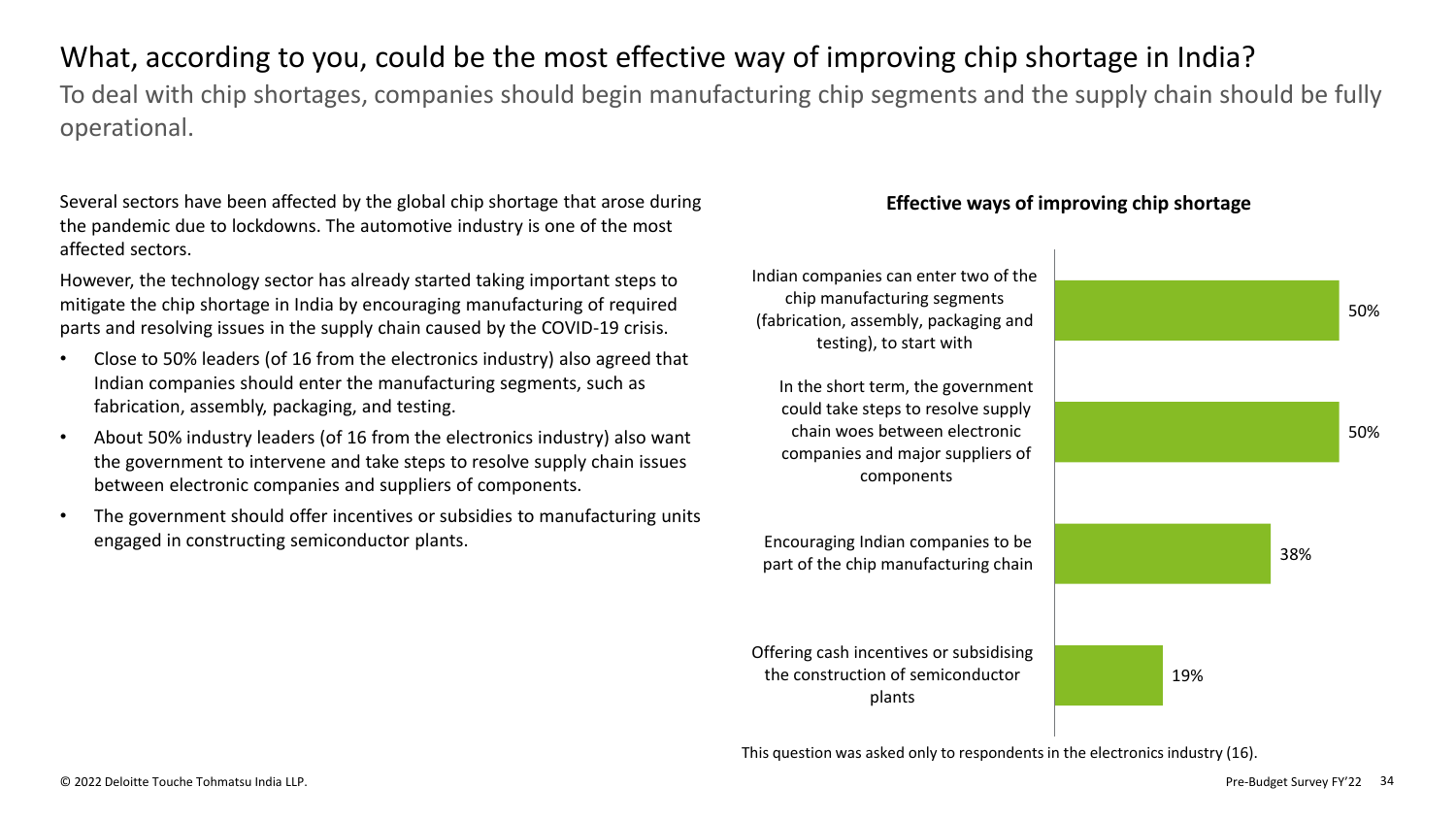# What, according to you, could be the most effective way of improving chip shortage in India?

To deal with chip shortages, companies should begin manufacturing chip segments and the supply chain should be fully operational.

Several sectors have been affected by the global chip shortage that arose during the pandemic due to lockdowns. The automotive industry is one of the most affected sectors.

However, the technology sector has already started taking important steps to mitigate the chip shortage in India by encouraging manufacturing of required parts and resolving issues in the supply chain caused by the COVID-19 crisis.

- Close to 50% leaders (of 16 from the electronics industry) also agreed that Indian companies should enter the manufacturing segments, such as fabrication, assembly, packaging, and testing.
- About 50% industry leaders (of 16 from the electronics industry) also want the government to intervene and take steps to resolve supply chain issues between electronic companies and suppliers of components.
- The government should offer incentives or subsidies to manufacturing units engaged in constructing semiconductor plants.

**Effective ways of improving chip shortage**

| Option | Share |
|---|---|
| Indian companies can enter two of the chip manufacturing segments (fabrication, assembly, packaging and testing), to start with | 50% |
| In the short term, the government could take steps to resolve supply chain woes between electronic companies and major suppliers of components | 50% |
| Encouraging Indian companies to be part of the chip manufacturing chain | 38% |
| Offering cash incentives or subsidising the construction of semiconductor plants | 19% |

This question was asked only to respondents in the electronics industry (16).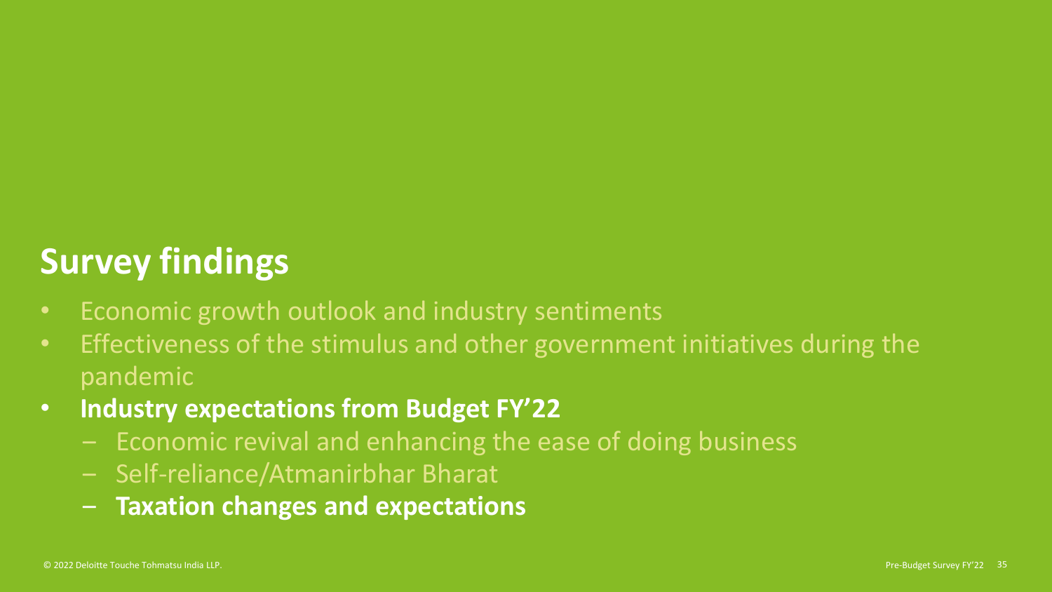# Survey findings

- Economic growth outlook and industry sentiments
- Effectiveness of the stimulus and other government initiatives during the pandemic
- **Industry expectations from Budget FY'22**
  - Economic revival and enhancing the ease of doing business
  - Self-reliance/Atmanirbhar Bharat
  - **Taxation changes and expectations**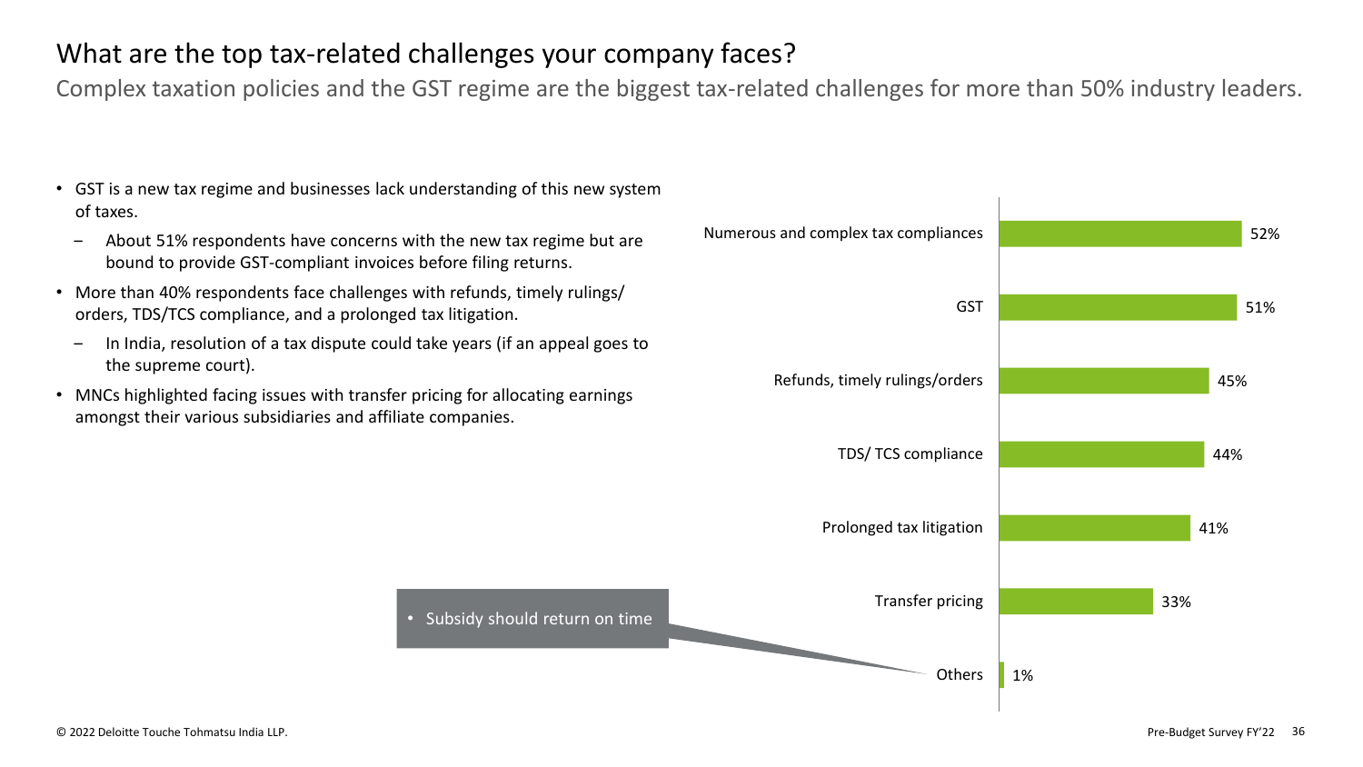# What are the top tax-related challenges your company faces?

Complex taxation policies and the GST regime are the biggest tax-related challenges for more than 50% industry leaders.

- GST is a new tax regime and businesses lack understanding of this new system of taxes.
  - About 51% respondents have concerns with the new tax regime but are bound to provide GST-compliant invoices before filing returns.
- More than 40% respondents face challenges with refunds, timely rulings/ orders, TDS/TCS compliance, and a prolonged tax litigation.
  - In India, resolution of a tax dispute could take years (if an appeal goes to the supreme court).
- MNCs highlighted facing issues with transfer pricing for allocating earnings amongst their various subsidiaries and affiliate companies.

| Challenge | Share |
|---|---|
| Numerous and complex tax compliances | 52% |
| GST | 51% |
| Refunds, timely rulings/orders | 45% |
| TDS/ TCS compliance | 44% |
| Prolonged tax litigation | 41% |
| Transfer pricing | 33% |
| Others | 1% |

Others:
- Subsidy should return on time

© 2022 Deloitte Touche Tohmatsu India LLP.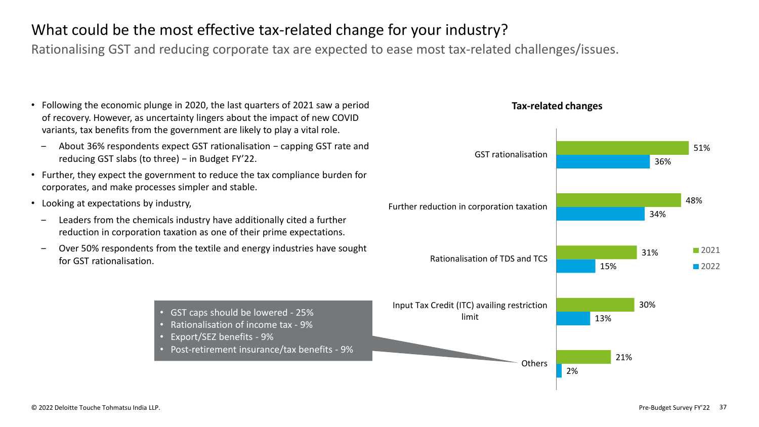# What could be the most effective tax-related change for your industry?

Rationalising GST and reducing corporate tax are expected to ease most tax-related challenges/issues.

- Following the economic plunge in 2020, the last quarters of 2021 saw a period of recovery. However, as uncertainty lingers about the impact of new COVID variants, tax benefits from the government are likely to play a vital role.
  - About 36% respondents expect GST rationalisation – capping GST rate and reducing GST slabs (to three) – in Budget FY'22.
- Further, they expect the government to reduce the tax compliance burden for corporates, and make processes simpler and stable.
- Looking at expectations by industry,
  - Leaders from the chemicals industry have additionally cited a further reduction in corporation taxation as one of their prime expectations.
  - Over 50% respondents from the textile and energy industries have sought for GST rationalisation.

**Tax-related changes**

| Tax-related change | 2021 | 2022 |
|---|---|---|
| GST rationalisation | 51% | 36% |
| Further reduction in corporation taxation | 48% | 34% |
| Rationalisation of TDS and TCS | 31% | 15% |
| Input Tax Credit (ITC) availing restriction limit | 30% | 13% |
| Others | 21% | 2% |

Others:

- GST caps should be lowered - 25%
- Rationalisation of income tax - 9%
- Export/SEZ benefits - 9%
- Post-retirement insurance/tax benefits - 9%

© 2022 Deloitte Touche Tohmatsu India LLP.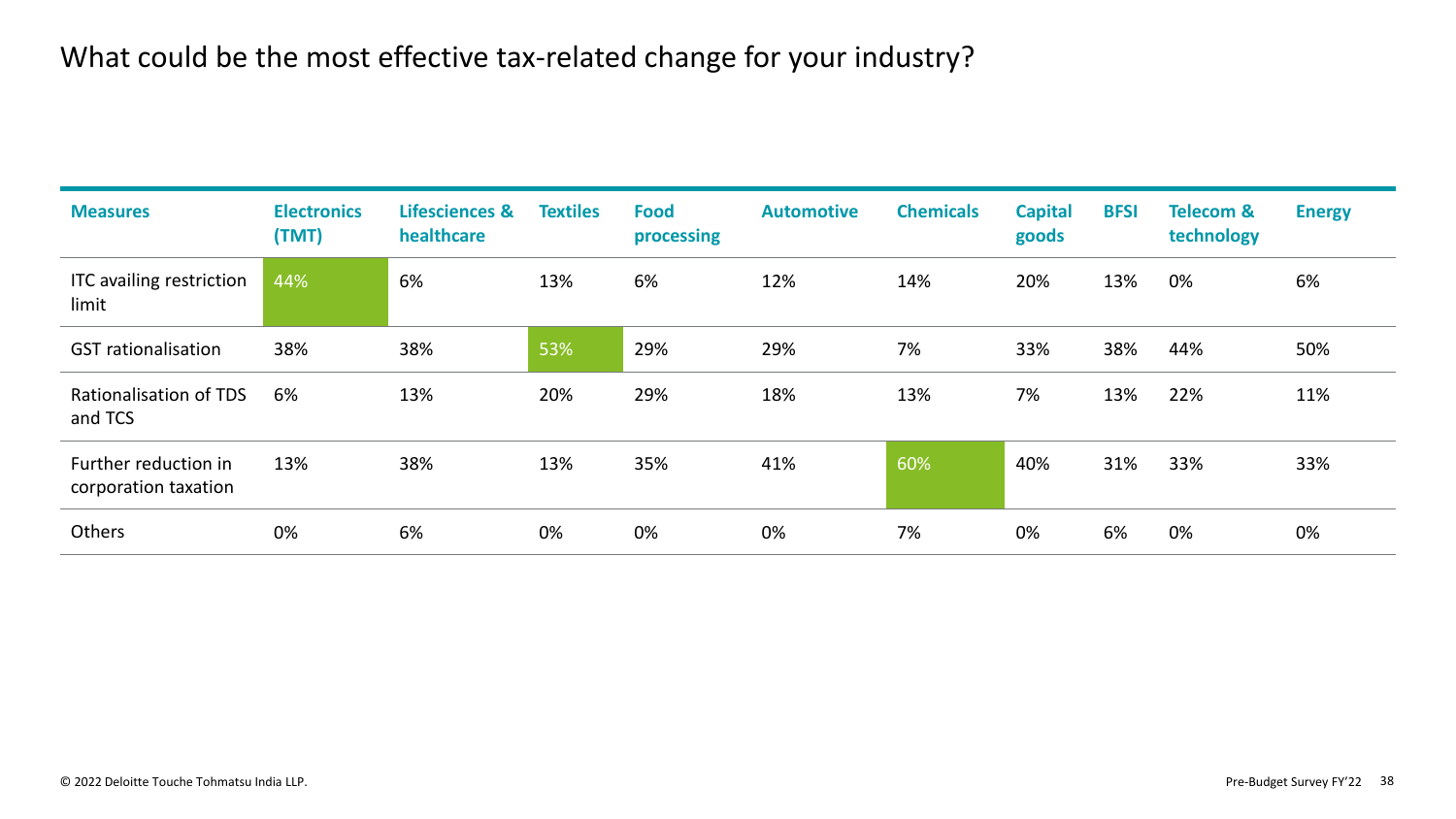# What could be the most effective tax-related change for your industry?

| Measures | Electronics (TMT) | Lifesciences & healthcare | Textiles | Food processing | Automotive | Chemicals | Capital goods | BFSI | Telecom & technology | Energy |
|---|---|---|---|---|---|---|---|---|---|---|
| ITC availing restriction limit | 44% | 6% | 13% | 6% | 12% | 14% | 20% | 13% | 0% | 6% |
| GST rationalisation | 38% | 38% | 53% | 29% | 29% | 7% | 33% | 38% | 44% | 50% |
| Rationalisation of TDS and TCS | 6% | 13% | 20% | 29% | 18% | 13% | 7% | 13% | 22% | 11% |
| Further reduction in corporation taxation | 13% | 38% | 13% | 35% | 41% | 60% | 40% | 31% | 33% | 33% |
| Others | 0% | 6% | 0% | 0% | 0% | 7% | 0% | 6% | 0% | 0% |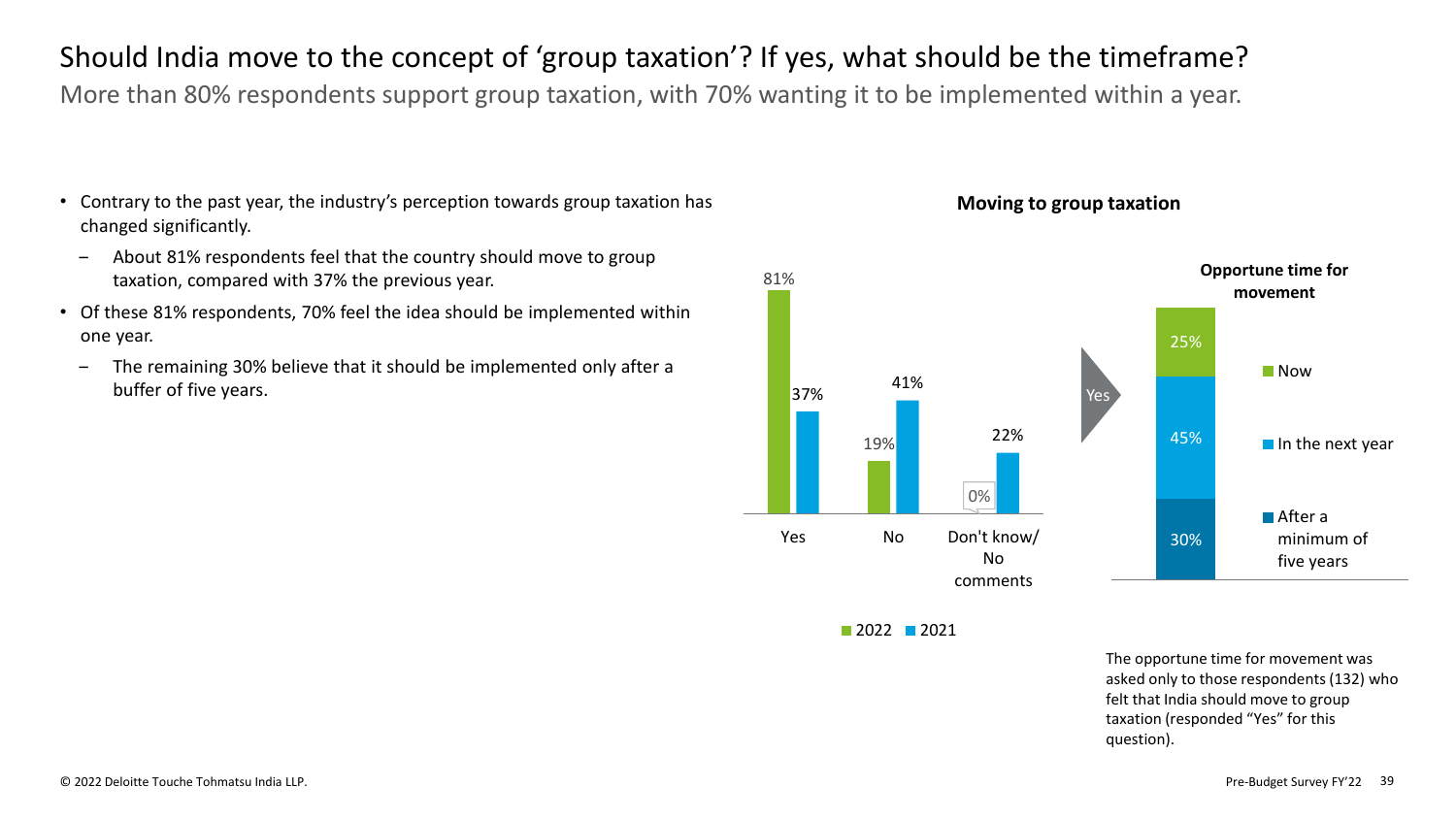# Should India move to the concept of 'group taxation'? If yes, what should be the timeframe?

More than 80% respondents support group taxation, with 70% wanting it to be implemented within a year.

- Contrary to the past year, the industry's perception towards group taxation has changed significantly.
  - About 81% respondents feel that the country should move to group taxation, compared with 37% the previous year.
- Of these 81% respondents, 70% feel the idea should be implemented within one year.
  - The remaining 30% believe that it should be implemented only after a buffer of five years.

**Moving to group taxation**

| | 2022 | 2021 |
|---|---|---|
| Yes | 81% | 37% |
| No | 19% | 41% |
| Don't know/ No comments | 0% | 22% |

**Opportune time for movement** (Yes)

| | |
|---|---|
| Now | 25% |
| In the next year | 45% |
| After a minimum of five years | 30% |

The opportune time for movement was asked only to those respondents (132) who felt that India should move to group taxation (responded "Yes" for this question).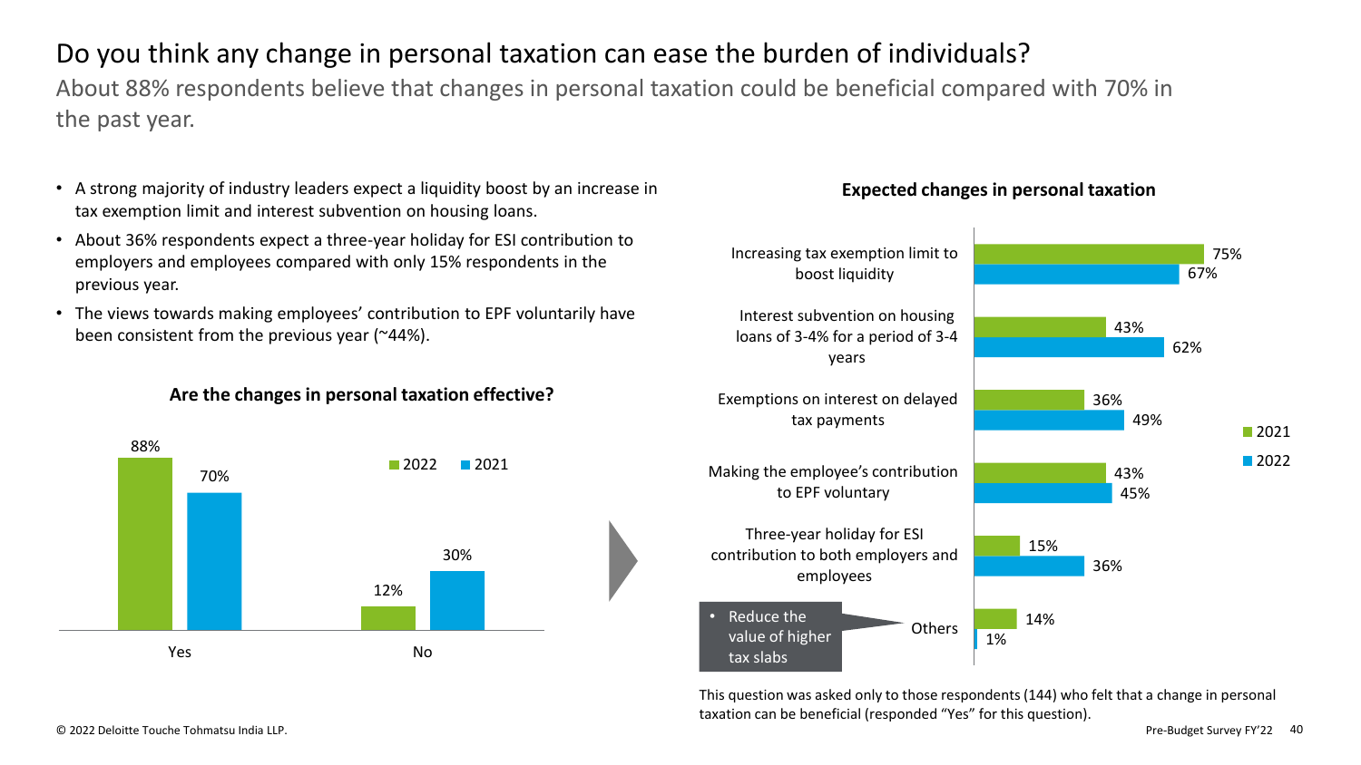# Do you think any change in personal taxation can ease the burden of individuals?

About 88% respondents believe that changes in personal taxation could be beneficial compared with 70% in the past year.

- A strong majority of industry leaders expect a liquidity boost by an increase in tax exemption limit and interest subvention on housing loans.
- About 36% respondents expect a three-year holiday for ESI contribution to employers and employees compared with only 15% respondents in the previous year.
- The views towards making employees' contribution to EPF voluntarily have been consistent from the previous year (~44%).

**Are the changes in personal taxation effective?**

| | 2022 | 2021 |
|---|---|---|
| Yes | 88% | 70% |
| No | 12% | 30% |

**Expected changes in personal taxation**

| | 2021 | 2022 |
|---|---|---|
| Increasing tax exemption limit to boost liquidity | 75% | 67% |
| Interest subvention on housing loans of 3-4% for a period of 3-4 years | 43% | 62% |
| Exemptions on interest on delayed tax payments | 36% | 49% |
| Making the employee's contribution to EPF voluntary | 43% | 45% |
| Three-year holiday for ESI contribution to both employers and employees | 15% | 36% |
| Others | 14% | 1% |

Others:
- Reduce the value of higher tax slabs

This question was asked only to those respondents (144) who felt that a change in personal taxation can be beneficial (responded "Yes" for this question).

© 2022 Deloitte Touche Tohmatsu India LLP.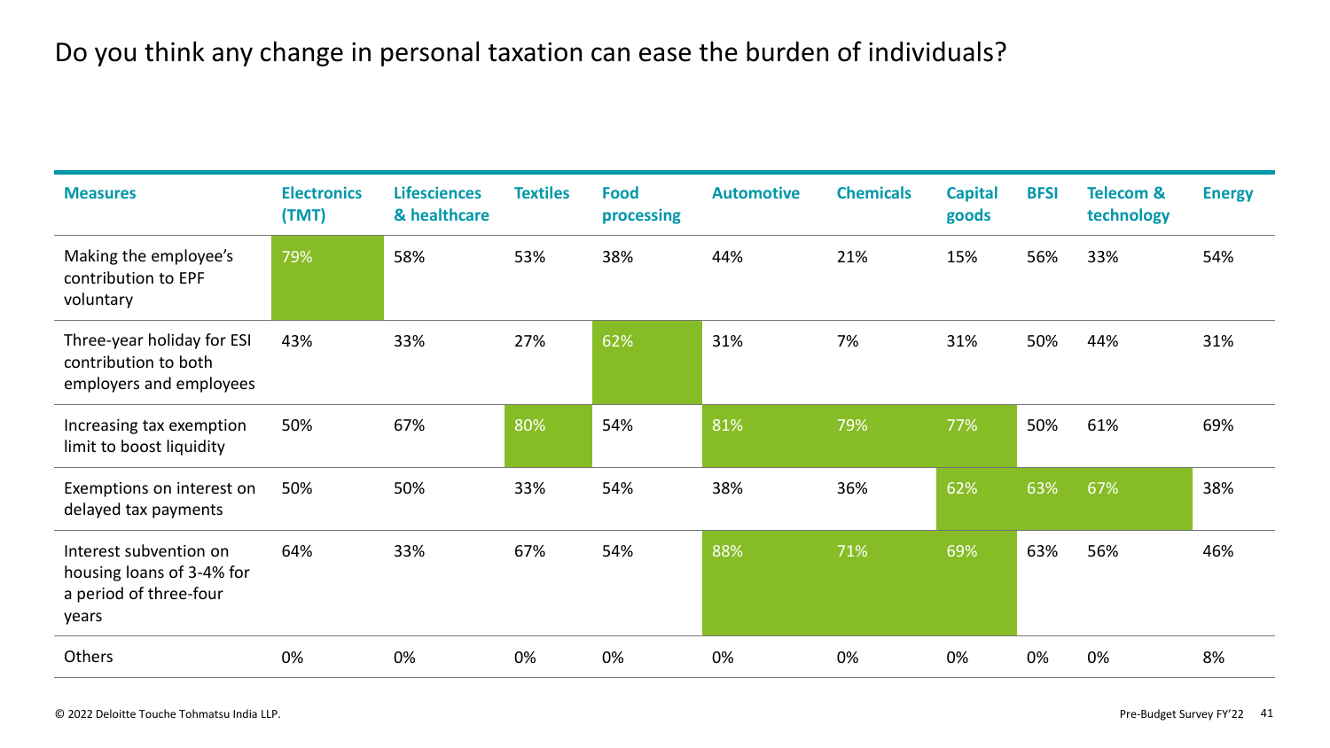# Do you think any change in personal taxation can ease the burden of individuals?

| Measures | Electronics (TMT) | Lifesciences & healthcare | Textiles | Food processing | Automotive | Chemicals | Capital goods | BFSI | Telecom & technology | Energy |
|---|---|---|---|---|---|---|---|---|---|---|
| Making the employee's contribution to EPF voluntary | 79% | 58% | 53% | 38% | 44% | 21% | 15% | 56% | 33% | 54% |
| Three-year holiday for ESI contribution to both employers and employees | 43% | 33% | 27% | 62% | 31% | 7% | 31% | 50% | 44% | 31% |
| Increasing tax exemption limit to boost liquidity | 50% | 67% | 80% | 54% | 81% | 79% | 77% | 50% | 61% | 69% |
| Exemptions on interest on delayed tax payments | 50% | 50% | 33% | 54% | 38% | 36% | 62% | 63% | 67% | 38% |
| Interest subvention on housing loans of 3-4% for a period of three-four years | 64% | 33% | 67% | 54% | 88% | 71% | 69% | 63% | 56% | 46% |
| Others | 0% | 0% | 0% | 0% | 0% | 0% | 0% | 0% | 0% | 8% |

© 2022 Deloitte Touche Tohmatsu India LLP.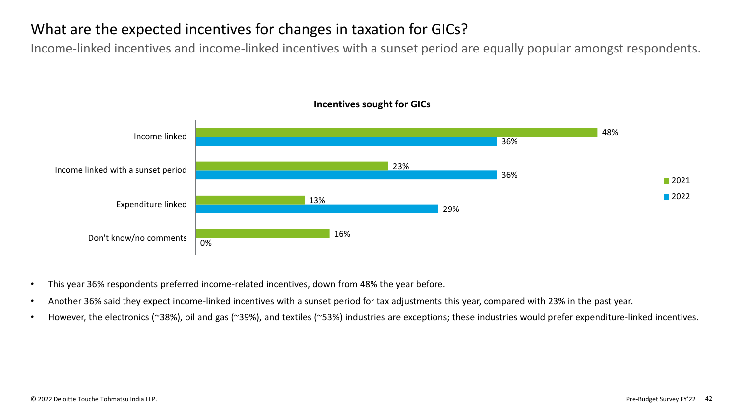# What are the expected incentives for changes in taxation for GICs?

Income-linked incentives and income-linked incentives with a sunset period are equally popular amongst respondents.

**Incentives sought for GICs**

| | 2021 | 2022 |
|---|---|---|
| Income linked | 48% | 36% |
| Income linked with a sunset period | 23% | 36% |
| Expenditure linked | 13% | 29% |
| Don't know/no comments | 16% | 0% |

- This year 36% respondents preferred income-related incentives, down from 48% the year before.
- Another 36% said they expect income-linked incentives with a sunset period for tax adjustments this year, compared with 23% in the past year.
- However, the electronics (~38%), oil and gas (~39%), and textiles (~53%) industries are exceptions; these industries would prefer expenditure-linked incentives.

© 2022 Deloitte Touche Tohmatsu India LLP.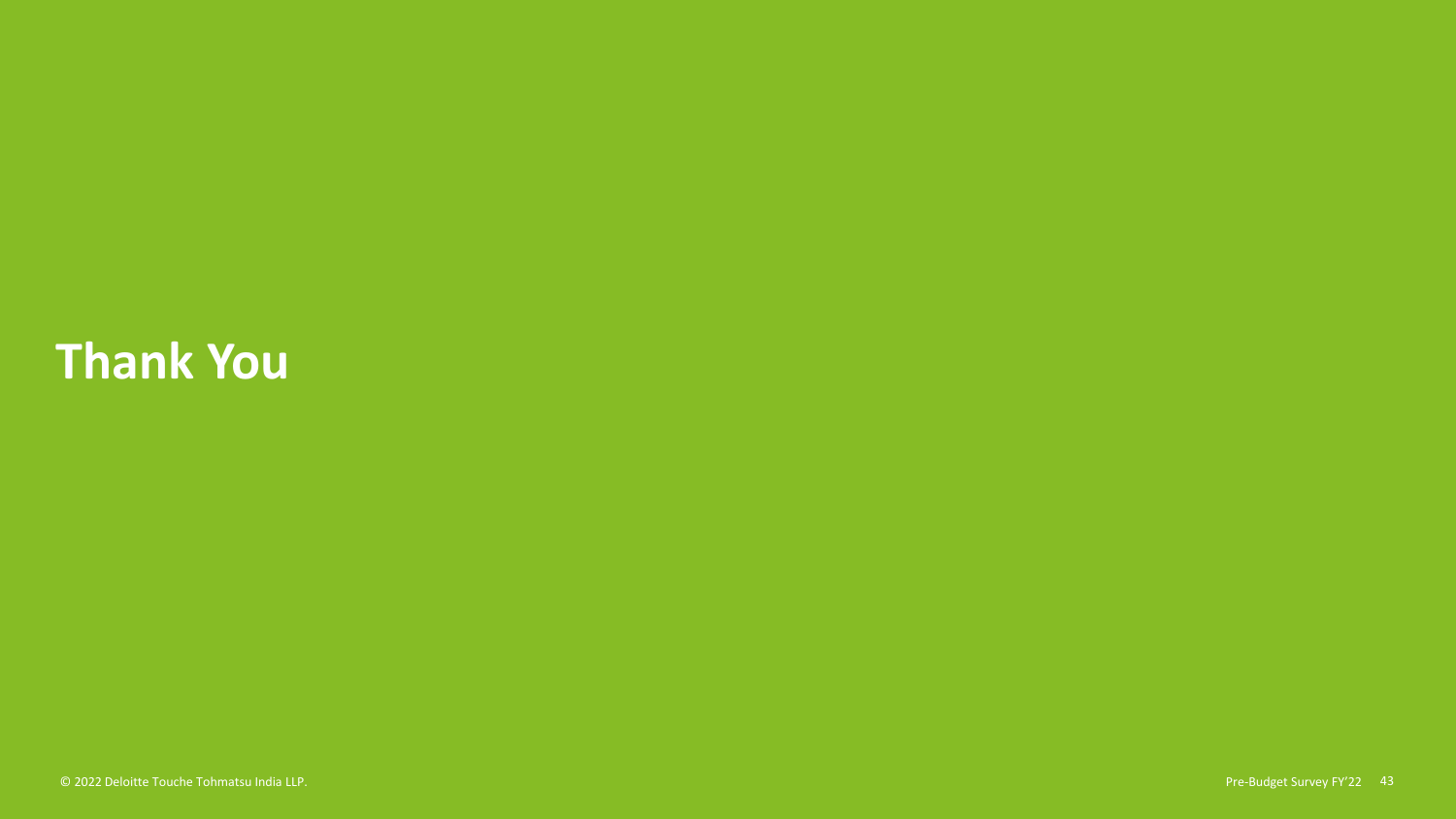# Thank You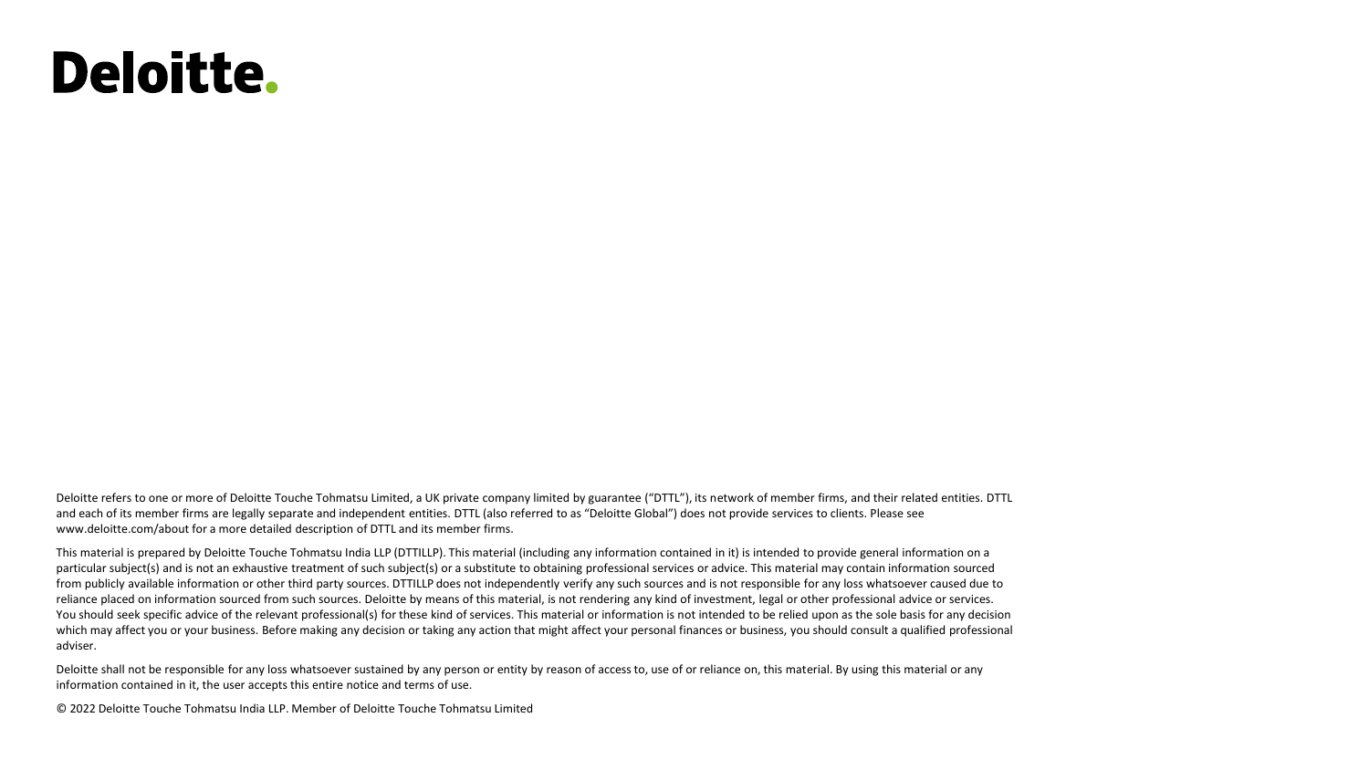# Deloitte.

Deloitte refers to one or more of Deloitte Touche Tohmatsu Limited, a UK private company limited by guarantee ("DTTL"), its network of member firms, and their related entities. DTTL and each of its member firms are legally separate and independent entities. DTTL (also referred to as "Deloitte Global") does not provide services to clients. Please see www.deloitte.com/about for a more detailed description of DTTL and its member firms.

This material is prepared by Deloitte Touche Tohmatsu India LLP (DTTILLP). This material (including any information contained in it) is intended to provide general information on a particular subject(s) and is not an exhaustive treatment of such subject(s) or a substitute to obtaining professional services or advice. This material may contain information sourced from publicly available information or other third party sources. DTTILLP does not independently verify any such sources and is not responsible for any loss whatsoever caused due to reliance placed on information sourced from such sources. Deloitte by means of this material, is not rendering any kind of investment, legal or other professional advice or services. You should seek specific advice of the relevant professional(s) for these kind of services. This material or information is not intended to be relied upon as the sole basis for any decision which may affect you or your business. Before making any decision or taking any action that might affect your personal finances or business, you should consult a qualified professional adviser.

Deloitte shall not be responsible for any loss whatsoever sustained by any person or entity by reason of access to, use of or reliance on, this material. By using this material or any information contained in it, the user accepts this entire notice and terms of use.

© 2022 Deloitte Touche Tohmatsu India LLP. Member of Deloitte Touche Tohmatsu Limited